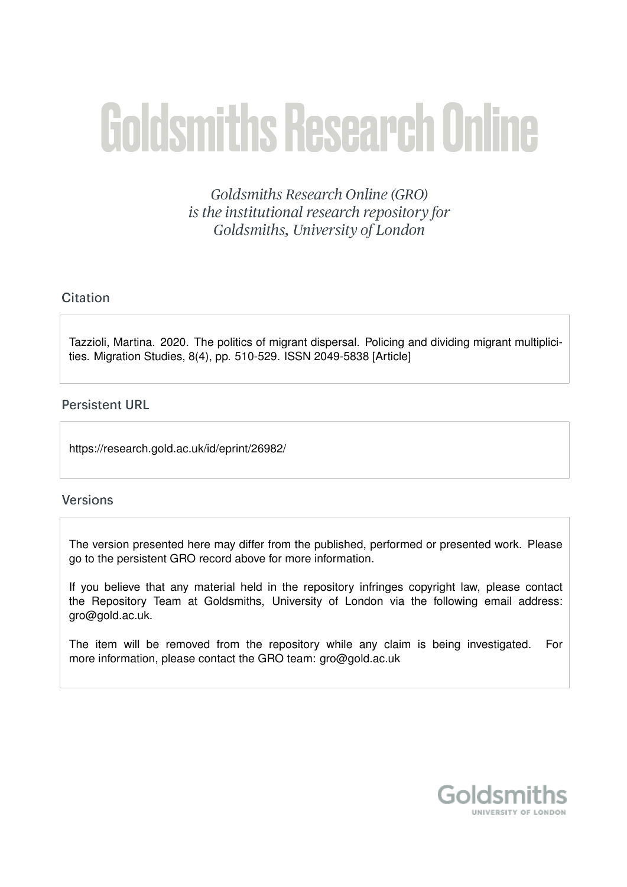# Goldsmiths Research Online

*Goldsmiths Research Online (GRO) is the institutional research repository for Goldsmiths, University of London*

## Citation

Tazzioli, Martina. 2020. The politics of migrant dispersal. Policing and dividing migrant multiplicities. Migration Studies, 8(4), pp. 510-529. ISSN 2049-5838 [Article]

## Persistent URL

https://research.gold.ac.uk/id/eprint/26982/

## Versions

The version presented here may differ from the published, performed or presented work. Please go to the persistent GRO record above for more information.

If you believe that any material held in the repository infringes copyright law, please contact the Repository Team at Goldsmiths, University of London via the following email address: gro@gold.ac.uk.

The item will be removed from the repository while any claim is being investigated. For more information, please contact the GRO team: gro@gold.ac.uk

Goldsmiths
UNIVERSITY OF LONDON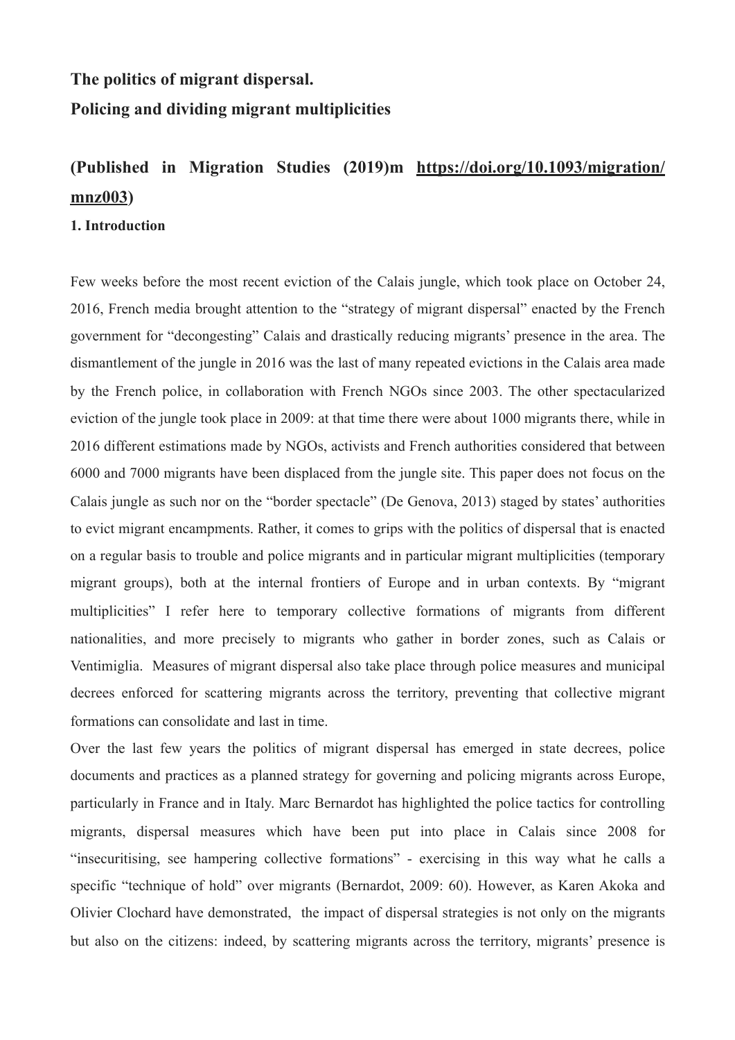**The politics of migrant dispersal.**

**Policing and dividing migrant multiplicities**

## (Published in Migration Studies (2019)m https://doi.org/10.1093/migration/mnz003)

**1. Introduction**

Few weeks before the most recent eviction of the Calais jungle, which took place on October 24, 2016, French media brought attention to the "strategy of migrant dispersal" enacted by the French government for "decongesting" Calais and drastically reducing migrants' presence in the area. The dismantlement of the jungle in 2016 was the last of many repeated evictions in the Calais area made by the French police, in collaboration with French NGOs since 2003. The other spectacularized eviction of the jungle took place in 2009: at that time there were about 1000 migrants there, while in 2016 different estimations made by NGOs, activists and French authorities considered that between 6000 and 7000 migrants have been displaced from the jungle site. This paper does not focus on the Calais jungle as such nor on the "border spectacle" (De Genova, 2013) staged by states' authorities to evict migrant encampments. Rather, it comes to grips with the politics of dispersal that is enacted on a regular basis to trouble and police migrants and in particular migrant multiplicities (temporary migrant groups), both at the internal frontiers of Europe and in urban contexts. By "migrant multiplicities" I refer here to temporary collective formations of migrants from different nationalities, and more precisely to migrants who gather in border zones, such as Calais or Ventimiglia. Measures of migrant dispersal also take place through police measures and municipal decrees enforced for scattering migrants across the territory, preventing that collective migrant formations can consolidate and last in time.

Over the last few years the politics of migrant dispersal has emerged in state decrees, police documents and practices as a planned strategy for governing and policing migrants across Europe, particularly in France and in Italy. Marc Bernardot has highlighted the police tactics for controlling migrants, dispersal measures which have been put into place in Calais since 2008 for "insecuritising, see hampering collective formations" - exercising in this way what he calls a specific "technique of hold" over migrants (Bernardot, 2009: 60). However, as Karen Akoka and Olivier Clochard have demonstrated, the impact of dispersal strategies is not only on the migrants but also on the citizens: indeed, by scattering migrants across the territory, migrants' presence is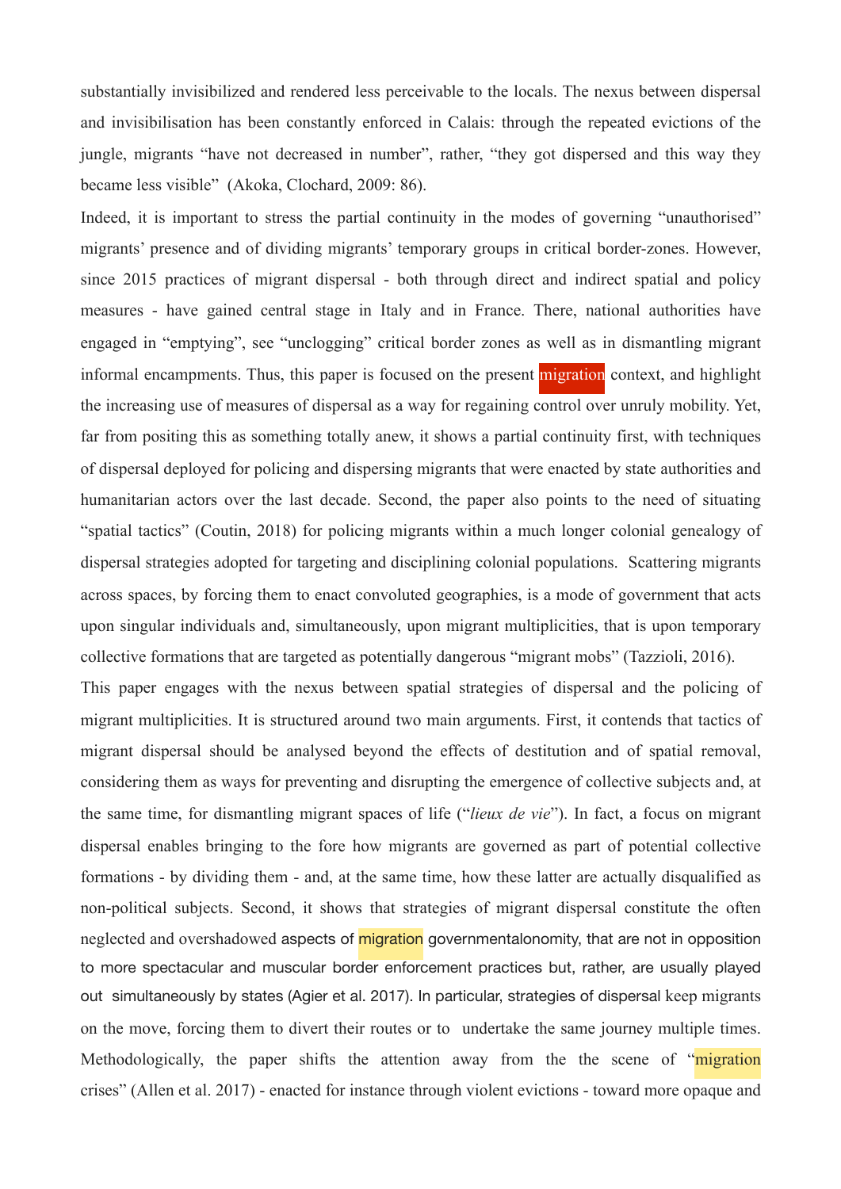substantially invisibilized and rendered less perceivable to the locals. The nexus between dispersal and invisibilisation has been constantly enforced in Calais: through the repeated evictions of the jungle, migrants "have not decreased in number", rather, "they got dispersed and this way they became less visible" (Akoka, Clochard, 2009: 86).

Indeed, it is important to stress the partial continuity in the modes of governing "unauthorised" migrants' presence and of dividing migrants' temporary groups in critical border-zones. However, since 2015 practices of migrant dispersal - both through direct and indirect spatial and policy measures - have gained central stage in Italy and in France. There, national authorities have engaged in "emptying", see "unclogging" critical border zones as well as in dismantling migrant informal encampments. Thus, this paper is focused on the present migration context, and highlight the increasing use of measures of dispersal as a way for regaining control over unruly mobility. Yet, far from positing this as something totally anew, it shows a partial continuity first, with techniques of dispersal deployed for policing and dispersing migrants that were enacted by state authorities and humanitarian actors over the last decade. Second, the paper also points to the need of situating "spatial tactics" (Coutin, 2018) for policing migrants within a much longer colonial genealogy of dispersal strategies adopted for targeting and disciplining colonial populations. Scattering migrants across spaces, by forcing them to enact convoluted geographies, is a mode of government that acts upon singular individuals and, simultaneously, upon migrant multiplicities, that is upon temporary collective formations that are targeted as potentially dangerous "migrant mobs" (Tazzioli, 2016).

This paper engages with the nexus between spatial strategies of dispersal and the policing of migrant multiplicities. It is structured around two main arguments. First, it contends that tactics of migrant dispersal should be analysed beyond the effects of destitution and of spatial removal, considering them as ways for preventing and disrupting the emergence of collective subjects and, at the same time, for dismantling migrant spaces of life ("*lieux de vie*"). In fact, a focus on migrant dispersal enables bringing to the fore how migrants are governed as part of potential collective formations - by dividing them - and, at the same time, how these latter are actually disqualified as non-political subjects. Second, it shows that strategies of migrant dispersal constitute the often neglected and overshadowed aspects of migration governmentalonomity, that are not in opposition to more spectacular and muscular border enforcement practices but, rather, are usually played out simultaneously by states (Agier et al. 2017). In particular, strategies of dispersal keep migrants on the move, forcing them to divert their routes or to undertake the same journey multiple times. Methodologically, the paper shifts the attention away from the the scene of "migration crises" (Allen et al. 2017) - enacted for instance through violent evictions - toward more opaque and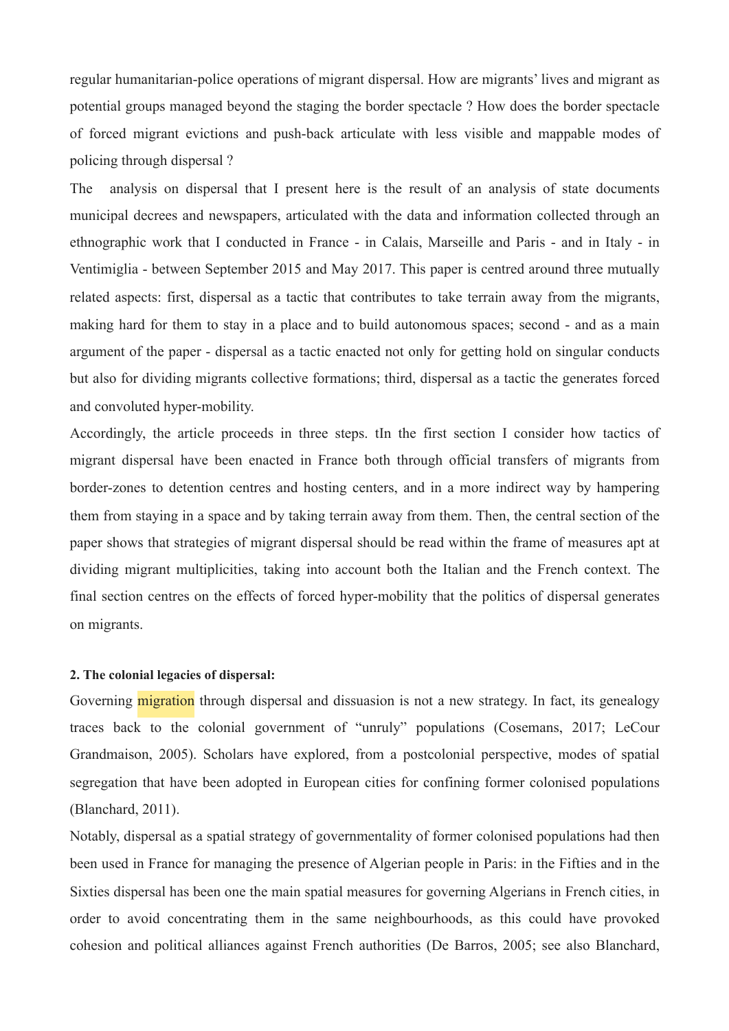regular humanitarian-police operations of migrant dispersal. How are migrants' lives and migrant as potential groups managed beyond the staging the border spectacle ? How does the border spectacle of forced migrant evictions and push-back articulate with less visible and mappable modes of policing through dispersal ?

The analysis on dispersal that I present here is the result of an analysis of state documents municipal decrees and newspapers, articulated with the data and information collected through an ethnographic work that I conducted in France - in Calais, Marseille and Paris - and in Italy - in Ventimiglia - between September 2015 and May 2017. This paper is centred around three mutually related aspects: first, dispersal as a tactic that contributes to take terrain away from the migrants, making hard for them to stay in a place and to build autonomous spaces; second - and as a main argument of the paper - dispersal as a tactic enacted not only for getting hold on singular conducts but also for dividing migrants collective formations; third, dispersal as a tactic the generates forced and convoluted hyper-mobility.

Accordingly, the article proceeds in three steps. tIn the first section I consider how tactics of migrant dispersal have been enacted in France both through official transfers of migrants from border-zones to detention centres and hosting centers, and in a more indirect way by hampering them from staying in a space and by taking terrain away from them. Then, the central section of the paper shows that strategies of migrant dispersal should be read within the frame of measures apt at dividing migrant multiplicities, taking into account both the Italian and the French context. The final section centres on the effects of forced hyper-mobility that the politics of dispersal generates on migrants.

**2. The colonial legacies of dispersal:**

Governing migration through dispersal and dissuasion is not a new strategy. In fact, its genealogy traces back to the colonial government of "unruly" populations (Cosemans, 2017; LeCour Grandmaison, 2005). Scholars have explored, from a postcolonial perspective, modes of spatial segregation that have been adopted in European cities for confining former colonised populations (Blanchard, 2011).

Notably, dispersal as a spatial strategy of governmentality of former colonised populations had then been used in France for managing the presence of Algerian people in Paris: in the Fifties and in the Sixties dispersal has been one the main spatial measures for governing Algerians in French cities, in order to avoid concentrating them in the same neighbourhoods, as this could have provoked cohesion and political alliances against French authorities (De Barros, 2005; see also Blanchard,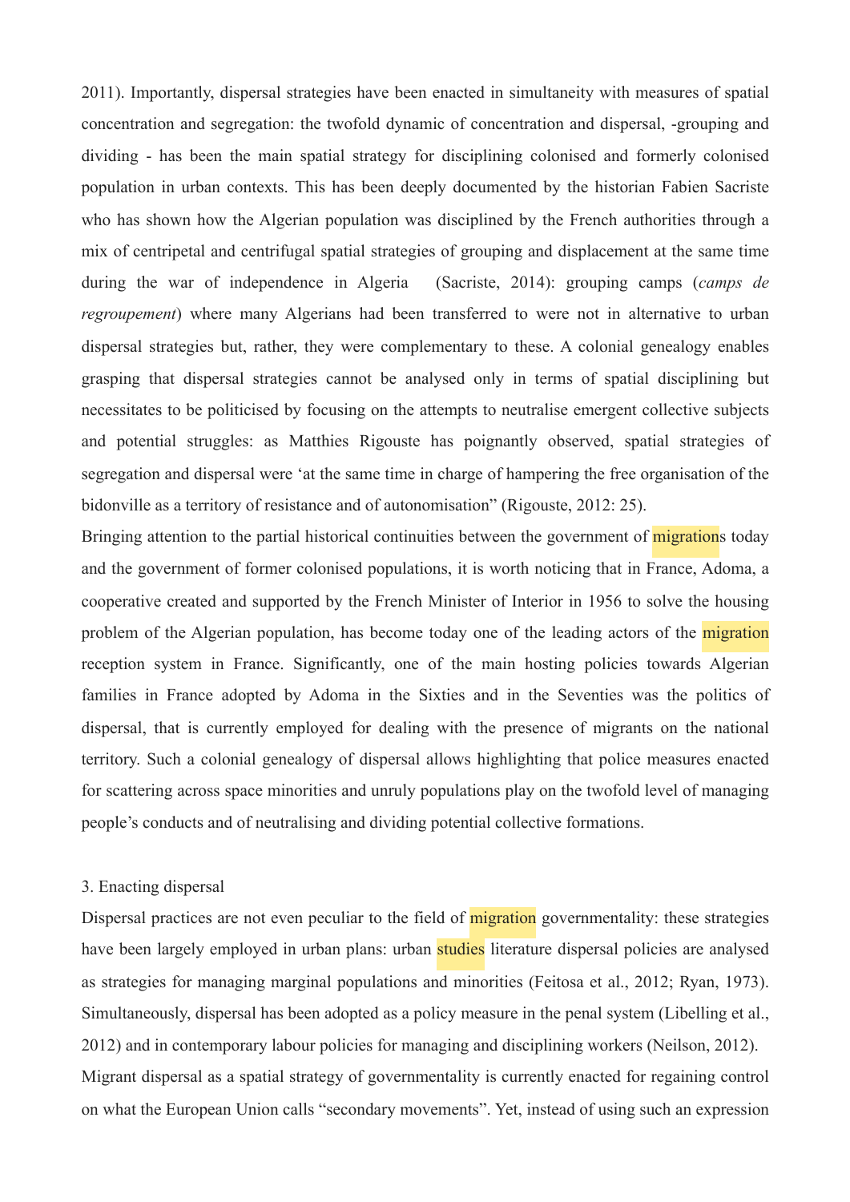2011). Importantly, dispersal strategies have been enacted in simultaneity with measures of spatial concentration and segregation: the twofold dynamic of concentration and dispersal, -grouping and dividing - has been the main spatial strategy for disciplining colonised and formerly colonised population in urban contexts. This has been deeply documented by the historian Fabien Sacriste who has shown how the Algerian population was disciplined by the French authorities through a mix of centripetal and centrifugal spatial strategies of grouping and displacement at the same time during the war of independence in Algeria (Sacriste, 2014): grouping camps (*camps de regroupement*) where many Algerians had been transferred to were not in alternative to urban dispersal strategies but, rather, they were complementary to these. A colonial genealogy enables grasping that dispersal strategies cannot be analysed only in terms of spatial disciplining but necessitates to be politicised by focusing on the attempts to neutralise emergent collective subjects and potential struggles: as Matthies Rigouste has poignantly observed, spatial strategies of segregation and dispersal were 'at the same time in charge of hampering the free organisation of the bidonville as a territory of resistance and of autonomisation" (Rigouste, 2012: 25).

Bringing attention to the partial historical continuities between the government of migrations today and the government of former colonised populations, it is worth noticing that in France, Adoma, a cooperative created and supported by the French Minister of Interior in 1956 to solve the housing problem of the Algerian population, has become today one of the leading actors of the migration reception system in France. Significantly, one of the main hosting policies towards Algerian families in France adopted by Adoma in the Sixties and in the Seventies was the politics of dispersal, that is currently employed for dealing with the presence of migrants on the national territory. Such a colonial genealogy of dispersal allows highlighting that police measures enacted for scattering across space minorities and unruly populations play on the twofold level of managing people's conducts and of neutralising and dividing potential collective formations.

## 3. Enacting dispersal

Dispersal practices are not even peculiar to the field of migration governmentality: these strategies have been largely employed in urban plans: urban studies literature dispersal policies are analysed as strategies for managing marginal populations and minorities (Feitosa et al., 2012; Ryan, 1973). Simultaneously, dispersal has been adopted as a policy measure in the penal system (Libelling et al., 2012) and in contemporary labour policies for managing and disciplining workers (Neilson, 2012).

Migrant dispersal as a spatial strategy of governmentality is currently enacted for regaining control on what the European Union calls "secondary movements". Yet, instead of using such an expression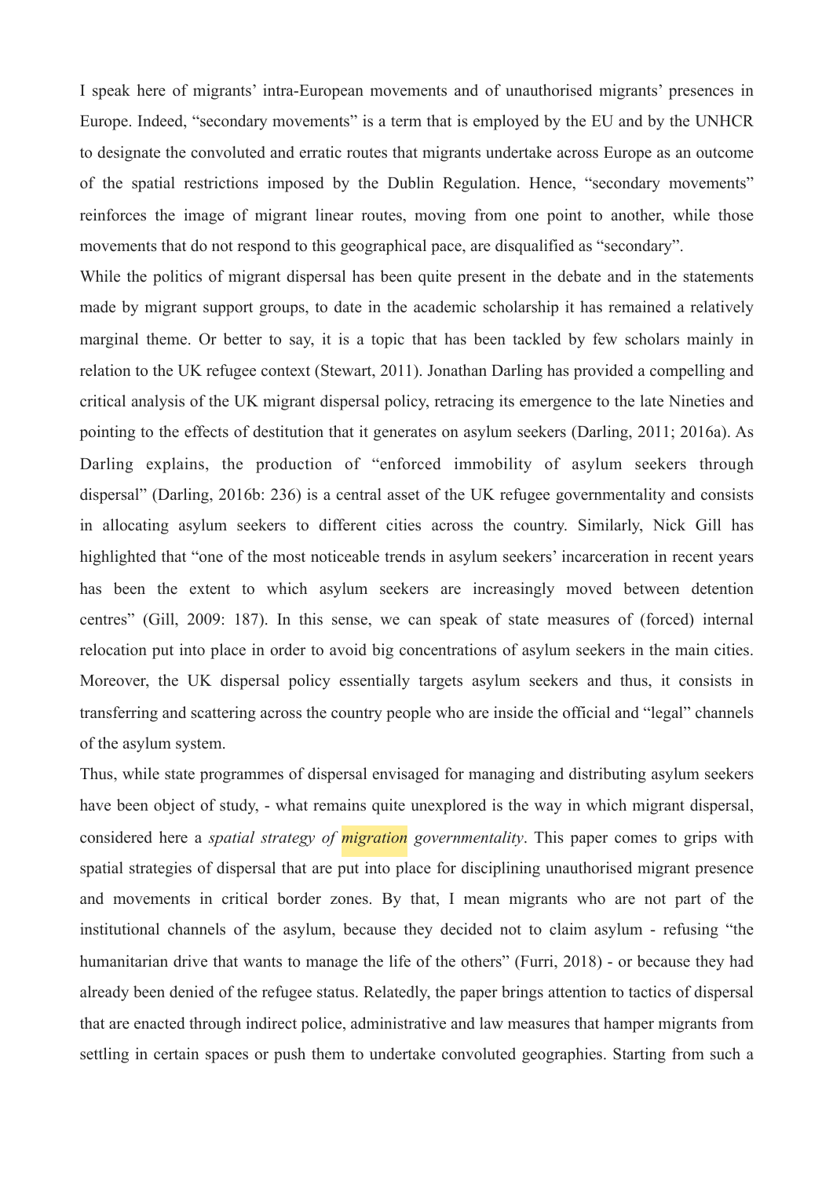I speak here of migrants' intra-European movements and of unauthorised migrants' presences in Europe. Indeed, "secondary movements" is a term that is employed by the EU and by the UNHCR to designate the convoluted and erratic routes that migrants undertake across Europe as an outcome of the spatial restrictions imposed by the Dublin Regulation. Hence, "secondary movements" reinforces the image of migrant linear routes, moving from one point to another, while those movements that do not respond to this geographical pace, are disqualified as "secondary".

While the politics of migrant dispersal has been quite present in the debate and in the statements made by migrant support groups, to date in the academic scholarship it has remained a relatively marginal theme. Or better to say, it is a topic that has been tackled by few scholars mainly in relation to the UK refugee context (Stewart, 2011). Jonathan Darling has provided a compelling and critical analysis of the UK migrant dispersal policy, retracing its emergence to the late Nineties and pointing to the effects of destitution that it generates on asylum seekers (Darling, 2011; 2016a). As Darling explains, the production of "enforced immobility of asylum seekers through dispersal" (Darling, 2016b: 236) is a central asset of the UK refugee governmentality and consists in allocating asylum seekers to different cities across the country. Similarly, Nick Gill has highlighted that "one of the most noticeable trends in asylum seekers' incarceration in recent years has been the extent to which asylum seekers are increasingly moved between detention centres" (Gill, 2009: 187). In this sense, we can speak of state measures of (forced) internal relocation put into place in order to avoid big concentrations of asylum seekers in the main cities. Moreover, the UK dispersal policy essentially targets asylum seekers and thus, it consists in transferring and scattering across the country people who are inside the official and "legal" channels of the asylum system.

Thus, while state programmes of dispersal envisaged for managing and distributing asylum seekers have been object of study, - what remains quite unexplored is the way in which migrant dispersal, considered here a *spatial strategy of migration governmentality*. This paper comes to grips with spatial strategies of dispersal that are put into place for disciplining unauthorised migrant presence and movements in critical border zones. By that, I mean migrants who are not part of the institutional channels of the asylum, because they decided not to claim asylum - refusing "the humanitarian drive that wants to manage the life of the others" (Furri, 2018) - or because they had already been denied of the refugee status. Relatedly, the paper brings attention to tactics of dispersal that are enacted through indirect police, administrative and law measures that hamper migrants from settling in certain spaces or push them to undertake convoluted geographies. Starting from such a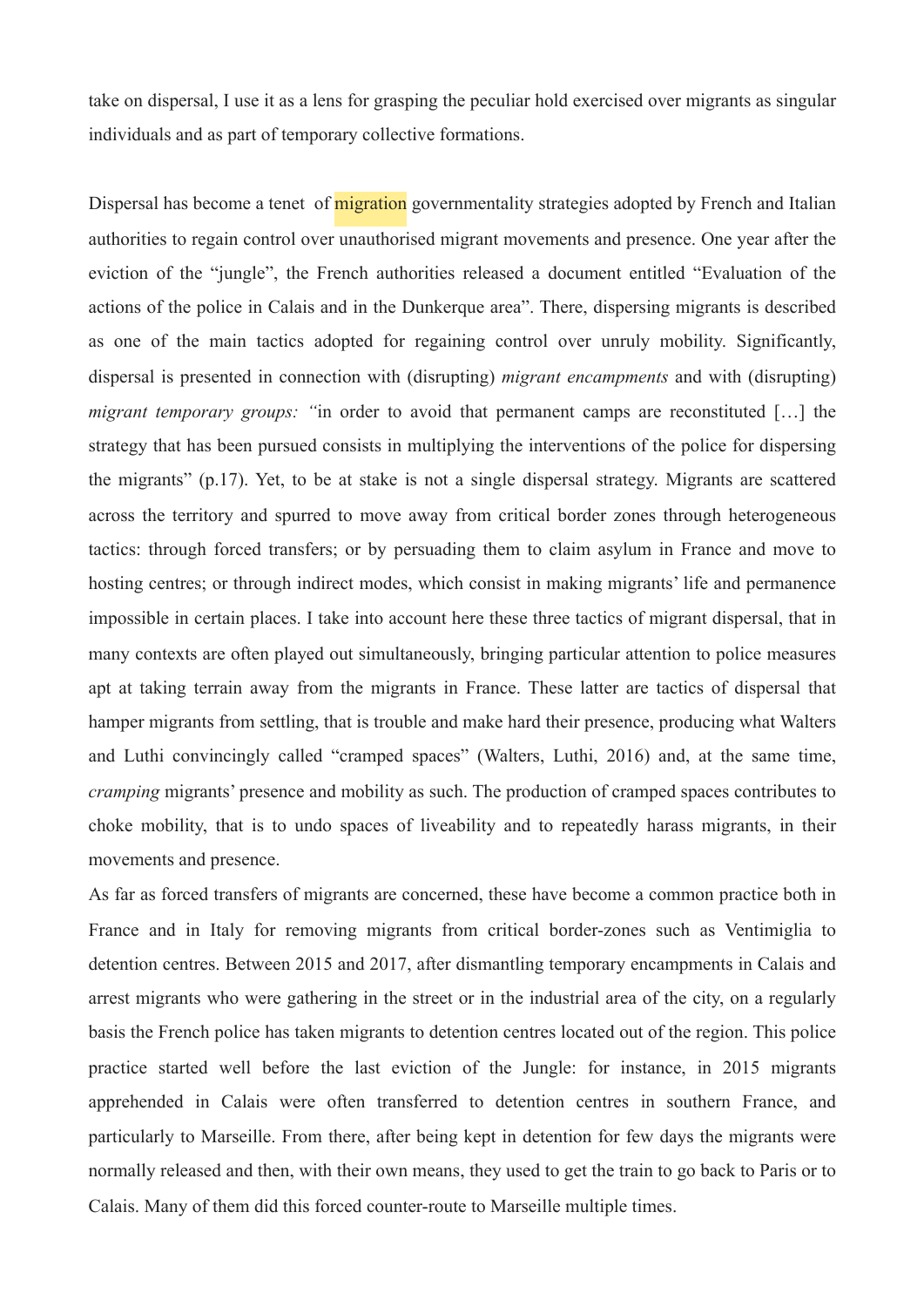take on dispersal, I use it as a lens for grasping the peculiar hold exercised over migrants as singular individuals and as part of temporary collective formations.

Dispersal has become a tenet of migration governmentality strategies adopted by French and Italian authorities to regain control over unauthorised migrant movements and presence. One year after the eviction of the "jungle", the French authorities released a document entitled "Evaluation of the actions of the police in Calais and in the Dunkerque area". There, dispersing migrants is described as one of the main tactics adopted for regaining control over unruly mobility. Significantly, dispersal is presented in connection with (disrupting) *migrant encampments* and with (disrupting) *migrant temporary groups: "*in order to avoid that permanent camps are reconstituted […] the strategy that has been pursued consists in multiplying the interventions of the police for dispersing the migrants" (p.17). Yet, to be at stake is not a single dispersal strategy. Migrants are scattered across the territory and spurred to move away from critical border zones through heterogeneous tactics: through forced transfers; or by persuading them to claim asylum in France and move to hosting centres; or through indirect modes, which consist in making migrants' life and permanence impossible in certain places. I take into account here these three tactics of migrant dispersal, that in many contexts are often played out simultaneously, bringing particular attention to police measures apt at taking terrain away from the migrants in France. These latter are tactics of dispersal that hamper migrants from settling, that is trouble and make hard their presence, producing what Walters and Luthi convincingly called "cramped spaces" (Walters, Luthi, 2016) and, at the same time, *cramping* migrants' presence and mobility as such. The production of cramped spaces contributes to choke mobility, that is to undo spaces of liveability and to repeatedly harass migrants, in their movements and presence.

As far as forced transfers of migrants are concerned, these have become a common practice both in France and in Italy for removing migrants from critical border-zones such as Ventimiglia to detention centres. Between 2015 and 2017, after dismantling temporary encampments in Calais and arrest migrants who were gathering in the street or in the industrial area of the city, on a regularly basis the French police has taken migrants to detention centres located out of the region. This police practice started well before the last eviction of the Jungle: for instance, in 2015 migrants apprehended in Calais were often transferred to detention centres in southern France, and particularly to Marseille. From there, after being kept in detention for few days the migrants were normally released and then, with their own means, they used to get the train to go back to Paris or to Calais. Many of them did this forced counter-route to Marseille multiple times.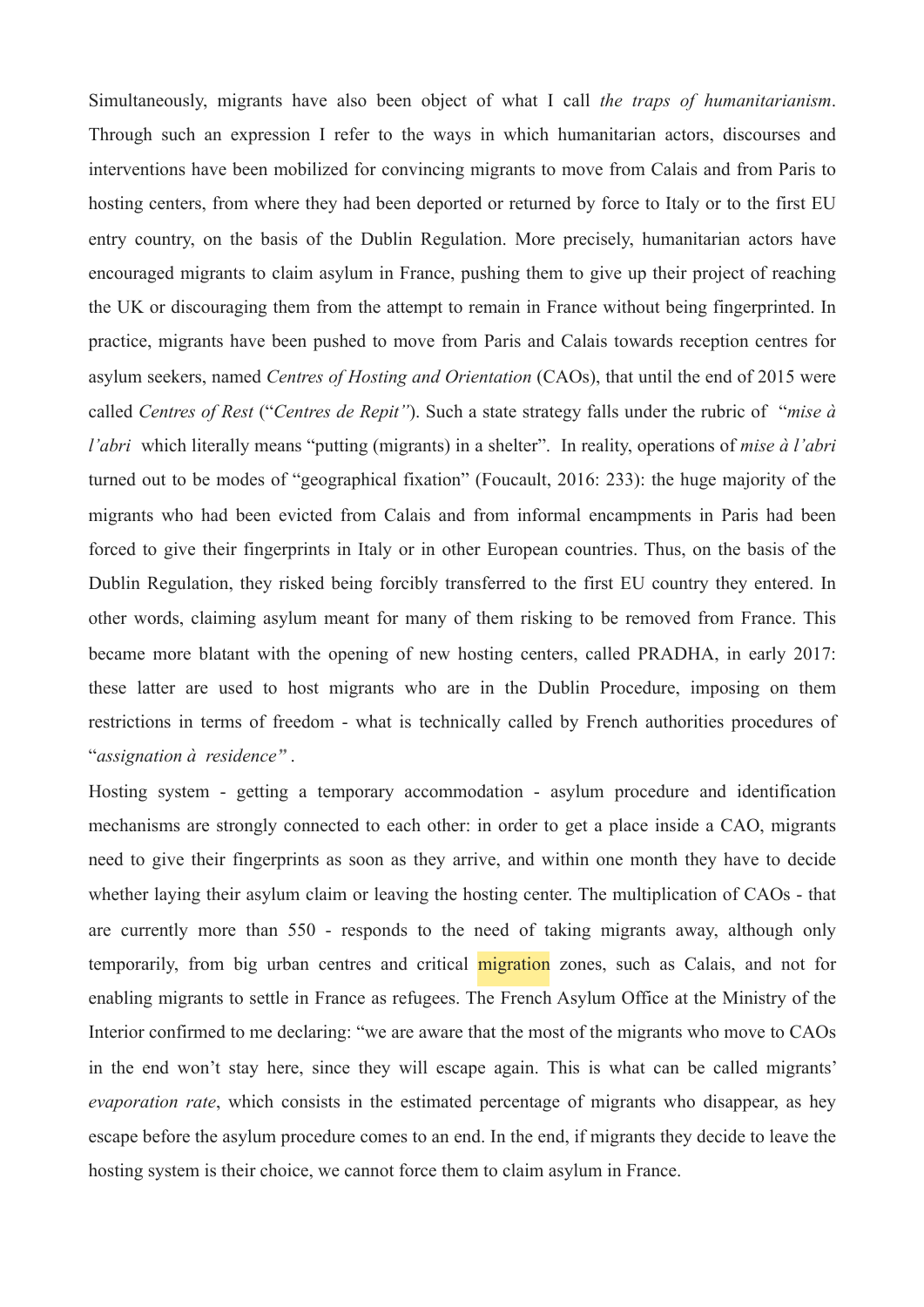Simultaneously, migrants have also been object of what I call *the traps of humanitarianism*. Through such an expression I refer to the ways in which humanitarian actors, discourses and interventions have been mobilized for convincing migrants to move from Calais and from Paris to hosting centers, from where they had been deported or returned by force to Italy or to the first EU entry country, on the basis of the Dublin Regulation. More precisely, humanitarian actors have encouraged migrants to claim asylum in France, pushing them to give up their project of reaching the UK or discouraging them from the attempt to remain in France without being fingerprinted. In practice, migrants have been pushed to move from Paris and Calais towards reception centres for asylum seekers, named *Centres of Hosting and Orientation* (CAOs), that until the end of 2015 were called *Centres of Rest* ("*Centres de Repit"*). Such a state strategy falls under the rubric of "*mise à l'abri* which literally means "putting (migrants) in a shelter". In reality, operations of *mise à l'abri* turned out to be modes of "geographical fixation" (Foucault, 2016: 233): the huge majority of the migrants who had been evicted from Calais and from informal encampments in Paris had been forced to give their fingerprints in Italy or in other European countries. Thus, on the basis of the Dublin Regulation, they risked being forcibly transferred to the first EU country they entered. In other words, claiming asylum meant for many of them risking to be removed from France. This became more blatant with the opening of new hosting centers, called PRADHA, in early 2017: these latter are used to host migrants who are in the Dublin Procedure, imposing on them restrictions in terms of freedom - what is technically called by French authorities procedures of "*assignation à residence"* .

Hosting system - getting a temporary accommodation - asylum procedure and identification mechanisms are strongly connected to each other: in order to get a place inside a CAO, migrants need to give their fingerprints as soon as they arrive, and within one month they have to decide whether laying their asylum claim or leaving the hosting center. The multiplication of CAOs - that are currently more than 550 - responds to the need of taking migrants away, although only temporarily, from big urban centres and critical migration zones, such as Calais, and not for enabling migrants to settle in France as refugees. The French Asylum Office at the Ministry of the Interior confirmed to me declaring: "we are aware that the most of the migrants who move to CAOs in the end won't stay here, since they will escape again. This is what can be called migrants' *evaporation rate*, which consists in the estimated percentage of migrants who disappear, as hey escape before the asylum procedure comes to an end. In the end, if migrants they decide to leave the hosting system is their choice, we cannot force them to claim asylum in France.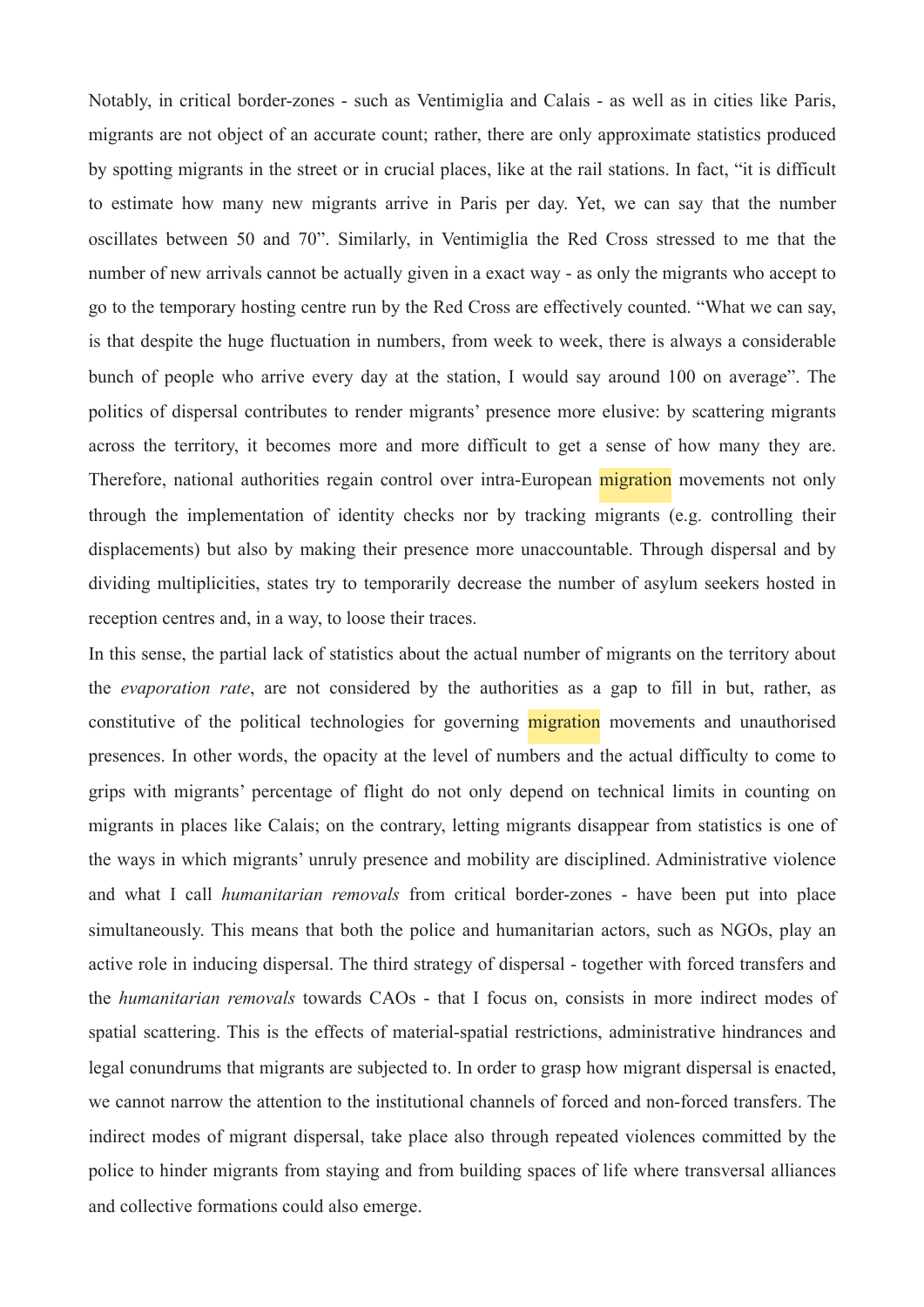Notably, in critical border-zones - such as Ventimiglia and Calais - as well as in cities like Paris, migrants are not object of an accurate count; rather, there are only approximate statistics produced by spotting migrants in the street or in crucial places, like at the rail stations. In fact, "it is difficult to estimate how many new migrants arrive in Paris per day. Yet, we can say that the number oscillates between 50 and 70". Similarly, in Ventimiglia the Red Cross stressed to me that the number of new arrivals cannot be actually given in a exact way - as only the migrants who accept to go to the temporary hosting centre run by the Red Cross are effectively counted. "What we can say, is that despite the huge fluctuation in numbers, from week to week, there is always a considerable bunch of people who arrive every day at the station, I would say around 100 on average". The politics of dispersal contributes to render migrants' presence more elusive: by scattering migrants across the territory, it becomes more and more difficult to get a sense of how many they are. Therefore, national authorities regain control over intra-European migration movements not only through the implementation of identity checks nor by tracking migrants (e.g. controlling their displacements) but also by making their presence more unaccountable. Through dispersal and by dividing multiplicities, states try to temporarily decrease the number of asylum seekers hosted in reception centres and, in a way, to loose their traces.

In this sense, the partial lack of statistics about the actual number of migrants on the territory about the *evaporation rate*, are not considered by the authorities as a gap to fill in but, rather, as constitutive of the political technologies for governing migration movements and unauthorised presences. In other words, the opacity at the level of numbers and the actual difficulty to come to grips with migrants' percentage of flight do not only depend on technical limits in counting on migrants in places like Calais; on the contrary, letting migrants disappear from statistics is one of the ways in which migrants' unruly presence and mobility are disciplined. Administrative violence and what I call *humanitarian removals* from critical border-zones - have been put into place simultaneously. This means that both the police and humanitarian actors, such as NGOs, play an active role in inducing dispersal. The third strategy of dispersal - together with forced transfers and the *humanitarian removals* towards CAOs - that I focus on, consists in more indirect modes of spatial scattering. This is the effects of material-spatial restrictions, administrative hindrances and legal conundrums that migrants are subjected to. In order to grasp how migrant dispersal is enacted, we cannot narrow the attention to the institutional channels of forced and non-forced transfers. The indirect modes of migrant dispersal, take place also through repeated violences committed by the police to hinder migrants from staying and from building spaces of life where transversal alliances and collective formations could also emerge.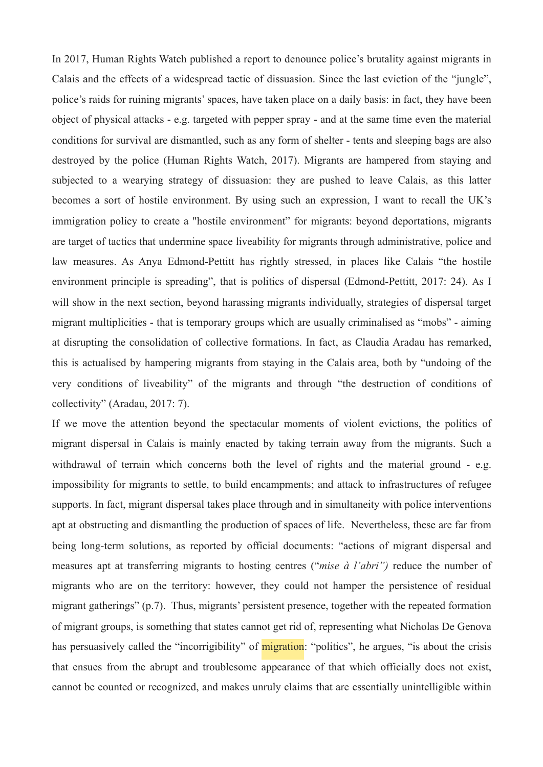In 2017, Human Rights Watch published a report to denounce police's brutality against migrants in Calais and the effects of a widespread tactic of dissuasion. Since the last eviction of the "jungle", police's raids for ruining migrants' spaces, have taken place on a daily basis: in fact, they have been object of physical attacks - e.g. targeted with pepper spray - and at the same time even the material conditions for survival are dismantled, such as any form of shelter - tents and sleeping bags are also destroyed by the police (Human Rights Watch, 2017). Migrants are hampered from staying and subjected to a wearying strategy of dissuasion: they are pushed to leave Calais, as this latter becomes a sort of hostile environment. By using such an expression, I want to recall the UK's immigration policy to create a "hostile environment" for migrants: beyond deportations, migrants are target of tactics that undermine space liveability for migrants through administrative, police and law measures. As Anya Edmond-Pettitt has rightly stressed, in places like Calais "the hostile environment principle is spreading", that is politics of dispersal (Edmond-Pettitt, 2017: 24). As I will show in the next section, beyond harassing migrants individually, strategies of dispersal target migrant multiplicities - that is temporary groups which are usually criminalised as "mobs" - aiming at disrupting the consolidation of collective formations. In fact, as Claudia Aradau has remarked, this is actualised by hampering migrants from staying in the Calais area, both by "undoing of the very conditions of liveability" of the migrants and through "the destruction of conditions of collectivity" (Aradau, 2017: 7).

If we move the attention beyond the spectacular moments of violent evictions, the politics of migrant dispersal in Calais is mainly enacted by taking terrain away from the migrants. Such a withdrawal of terrain which concerns both the level of rights and the material ground - e.g. impossibility for migrants to settle, to build encampments; and attack to infrastructures of refugee supports. In fact, migrant dispersal takes place through and in simultaneity with police interventions apt at obstructing and dismantling the production of spaces of life. Nevertheless, these are far from being long-term solutions, as reported by official documents: "actions of migrant dispersal and measures apt at transferring migrants to hosting centres ("*mise à l'abri")* reduce the number of migrants who are on the territory: however, they could not hamper the persistence of residual migrant gatherings" (p.7). Thus, migrants' persistent presence, together with the repeated formation of migrant groups, is something that states cannot get rid of, representing what Nicholas De Genova has persuasively called the "incorrigibility" of migration: "politics", he argues, "is about the crisis that ensues from the abrupt and troublesome appearance of that which officially does not exist, cannot be counted or recognized, and makes unruly claims that are essentially unintelligible within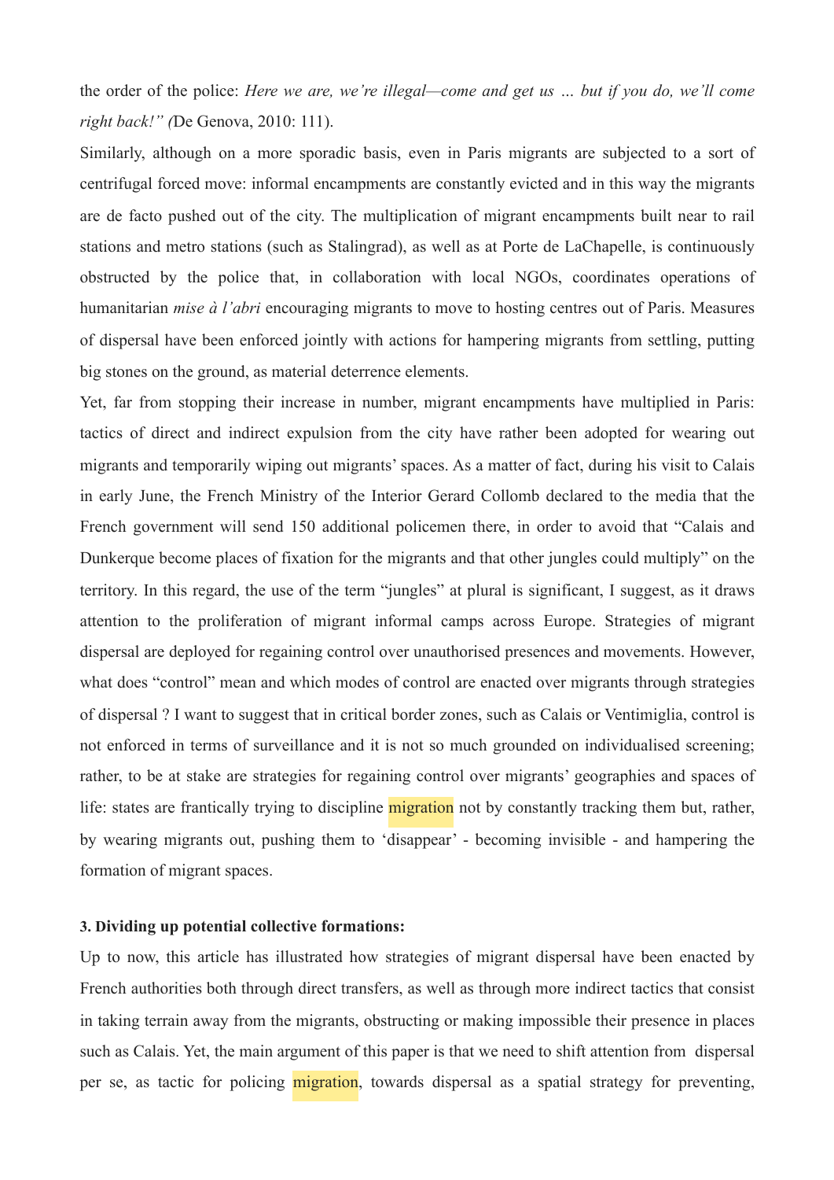the order of the police: *Here we are, we're illegal—come and get us … but if you do, we'll come right back!" (*De Genova, 2010: 111).

Similarly, although on a more sporadic basis, even in Paris migrants are subjected to a sort of centrifugal forced move: informal encampments are constantly evicted and in this way the migrants are de facto pushed out of the city. The multiplication of migrant encampments built near to rail stations and metro stations (such as Stalingrad), as well as at Porte de LaChapelle, is continuously obstructed by the police that, in collaboration with local NGOs, coordinates operations of humanitarian *mise à l'abri* encouraging migrants to move to hosting centres out of Paris. Measures of dispersal have been enforced jointly with actions for hampering migrants from settling, putting big stones on the ground, as material deterrence elements.

Yet, far from stopping their increase in number, migrant encampments have multiplied in Paris: tactics of direct and indirect expulsion from the city have rather been adopted for wearing out migrants and temporarily wiping out migrants' spaces. As a matter of fact, during his visit to Calais in early June, the French Ministry of the Interior Gerard Collomb declared to the media that the French government will send 150 additional policemen there, in order to avoid that "Calais and Dunkerque become places of fixation for the migrants and that other jungles could multiply" on the territory. In this regard, the use of the term "jungles" at plural is significant, I suggest, as it draws attention to the proliferation of migrant informal camps across Europe. Strategies of migrant dispersal are deployed for regaining control over unauthorised presences and movements. However, what does "control" mean and which modes of control are enacted over migrants through strategies of dispersal ? I want to suggest that in critical border zones, such as Calais or Ventimiglia, control is not enforced in terms of surveillance and it is not so much grounded on individualised screening; rather, to be at stake are strategies for regaining control over migrants' geographies and spaces of life: states are frantically trying to discipline migration not by constantly tracking them but, rather, by wearing migrants out, pushing them to 'disappear' - becoming invisible - and hampering the formation of migrant spaces.

**3. Dividing up potential collective formations:**

Up to now, this article has illustrated how strategies of migrant dispersal have been enacted by French authorities both through direct transfers, as well as through more indirect tactics that consist in taking terrain away from the migrants, obstructing or making impossible their presence in places such as Calais. Yet, the main argument of this paper is that we need to shift attention from dispersal per se, as tactic for policing migration, towards dispersal as a spatial strategy for preventing,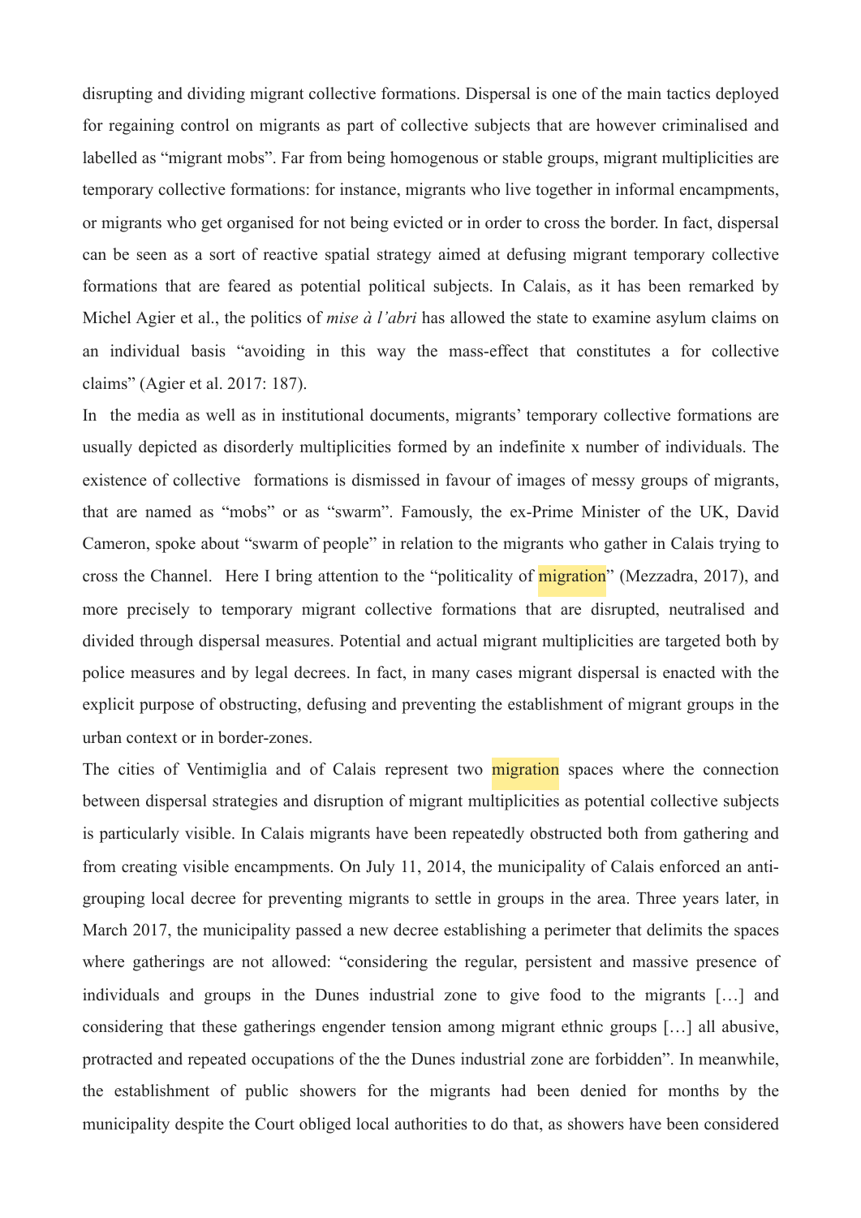disrupting and dividing migrant collective formations. Dispersal is one of the main tactics deployed for regaining control on migrants as part of collective subjects that are however criminalised and labelled as "migrant mobs". Far from being homogenous or stable groups, migrant multiplicities are temporary collective formations: for instance, migrants who live together in informal encampments, or migrants who get organised for not being evicted or in order to cross the border. In fact, dispersal can be seen as a sort of reactive spatial strategy aimed at defusing migrant temporary collective formations that are feared as potential political subjects. In Calais, as it has been remarked by Michel Agier et al., the politics of *mise à l'abri* has allowed the state to examine asylum claims on an individual basis "avoiding in this way the mass-effect that constitutes a for collective claims" (Agier et al. 2017: 187).

In the media as well as in institutional documents, migrants' temporary collective formations are usually depicted as disorderly multiplicities formed by an indefinite x number of individuals. The existence of collective formations is dismissed in favour of images of messy groups of migrants, that are named as "mobs" or as "swarm". Famously, the ex-Prime Minister of the UK, David Cameron, spoke about "swarm of people" in relation to the migrants who gather in Calais trying to cross the Channel. Here I bring attention to the "politicality of migration" (Mezzadra, 2017), and more precisely to temporary migrant collective formations that are disrupted, neutralised and divided through dispersal measures. Potential and actual migrant multiplicities are targeted both by police measures and by legal decrees. In fact, in many cases migrant dispersal is enacted with the explicit purpose of obstructing, defusing and preventing the establishment of migrant groups in the urban context or in border-zones.

The cities of Ventimiglia and of Calais represent two migration spaces where the connection between dispersal strategies and disruption of migrant multiplicities as potential collective subjects is particularly visible. In Calais migrants have been repeatedly obstructed both from gathering and from creating visible encampments. On July 11, 2014, the municipality of Calais enforced an anti-grouping local decree for preventing migrants to settle in groups in the area. Three years later, in March 2017, the municipality passed a new decree establishing a perimeter that delimits the spaces where gatherings are not allowed: "considering the regular, persistent and massive presence of individuals and groups in the Dunes industrial zone to give food to the migrants […] and considering that these gatherings engender tension among migrant ethnic groups […] all abusive, protracted and repeated occupations of the the Dunes industrial zone are forbidden". In meanwhile, the establishment of public showers for the migrants had been denied for months by the municipality despite the Court obliged local authorities to do that, as showers have been considered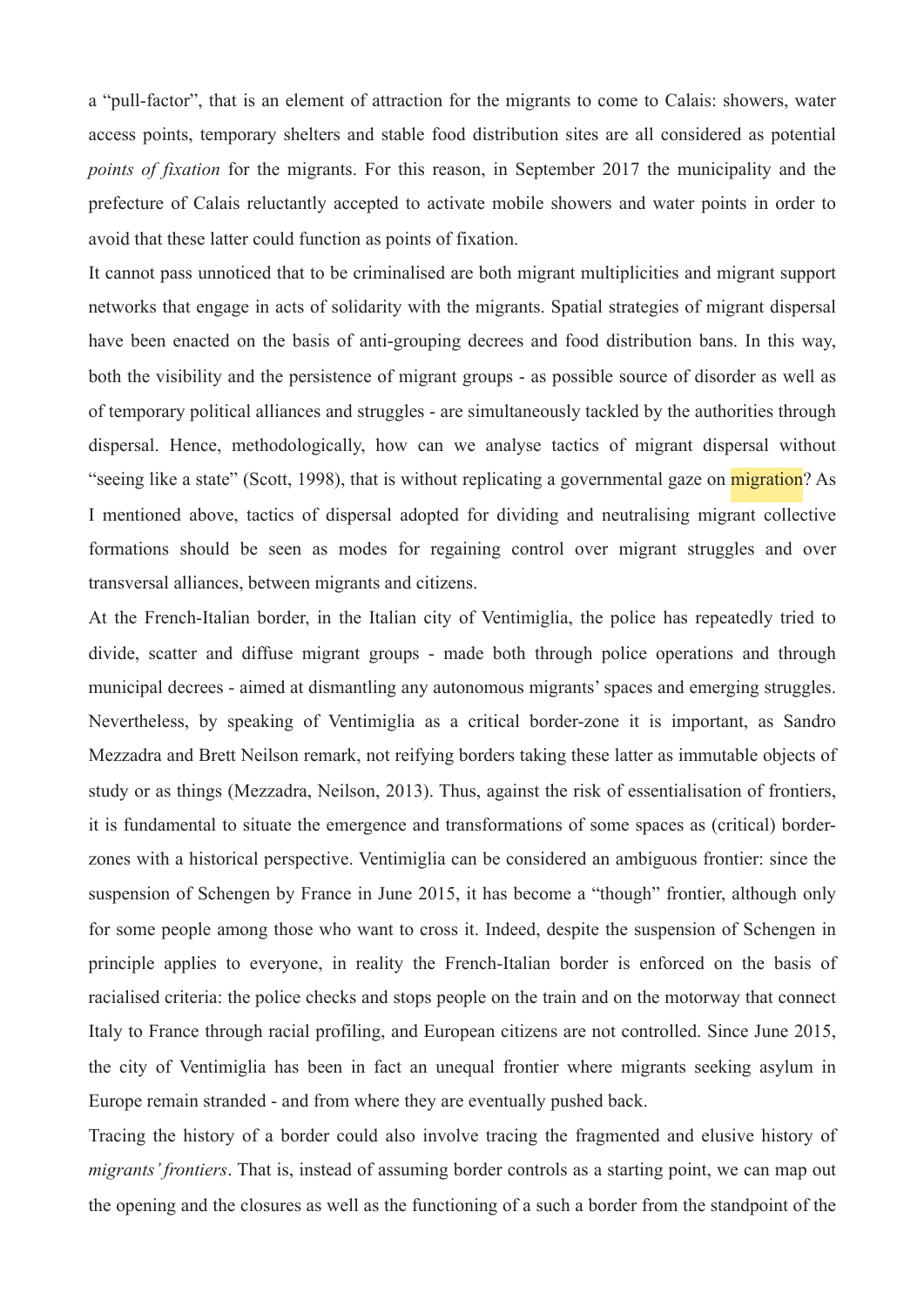a "pull-factor", that is an element of attraction for the migrants to come to Calais: showers, water access points, temporary shelters and stable food distribution sites are all considered as potential *points of fixation* for the migrants. For this reason, in September 2017 the municipality and the prefecture of Calais reluctantly accepted to activate mobile showers and water points in order to avoid that these latter could function as points of fixation.

It cannot pass unnoticed that to be criminalised are both migrant multiplicities and migrant support networks that engage in acts of solidarity with the migrants. Spatial strategies of migrant dispersal have been enacted on the basis of anti-grouping decrees and food distribution bans. In this way, both the visibility and the persistence of migrant groups - as possible source of disorder as well as of temporary political alliances and struggles - are simultaneously tackled by the authorities through dispersal. Hence, methodologically, how can we analyse tactics of migrant dispersal without "seeing like a state" (Scott, 1998), that is without replicating a governmental gaze on migration? As I mentioned above, tactics of dispersal adopted for dividing and neutralising migrant collective formations should be seen as modes for regaining control over migrant struggles and over transversal alliances, between migrants and citizens.

At the French-Italian border, in the Italian city of Ventimiglia, the police has repeatedly tried to divide, scatter and diffuse migrant groups - made both through police operations and through municipal decrees - aimed at dismantling any autonomous migrants' spaces and emerging struggles. Nevertheless, by speaking of Ventimiglia as a critical border-zone it is important, as Sandro Mezzadra and Brett Neilson remark, not reifying borders taking these latter as immutable objects of study or as things (Mezzadra, Neilson, 2013). Thus, against the risk of essentialisation of frontiers, it is fundamental to situate the emergence and transformations of some spaces as (critical) border-zones with a historical perspective. Ventimiglia can be considered an ambiguous frontier: since the suspension of Schengen by France in June 2015, it has become a "though" frontier, although only for some people among those who want to cross it. Indeed, despite the suspension of Schengen in principle applies to everyone, in reality the French-Italian border is enforced on the basis of racialised criteria: the police checks and stops people on the train and on the motorway that connect Italy to France through racial profiling, and European citizens are not controlled. Since June 2015, the city of Ventimiglia has been in fact an unequal frontier where migrants seeking asylum in Europe remain stranded - and from where they are eventually pushed back.

Tracing the history of a border could also involve tracing the fragmented and elusive history of *migrants' frontiers*. That is, instead of assuming border controls as a starting point, we can map out the opening and the closures as well as the functioning of a such a border from the standpoint of the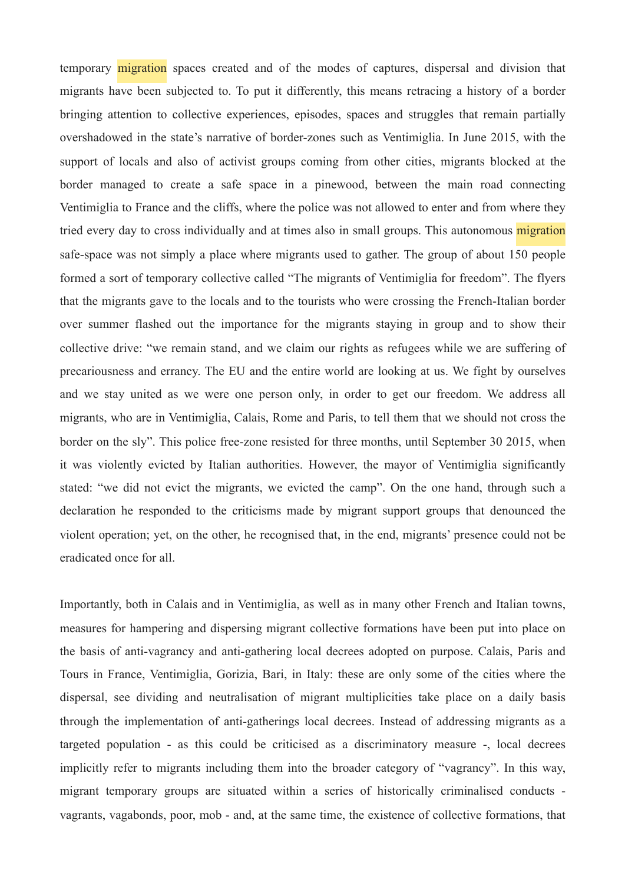temporary migration spaces created and of the modes of captures, dispersal and division that migrants have been subjected to. To put it differently, this means retracing a history of a border bringing attention to collective experiences, episodes, spaces and struggles that remain partially overshadowed in the state's narrative of border-zones such as Ventimiglia. In June 2015, with the support of locals and also of activist groups coming from other cities, migrants blocked at the border managed to create a safe space in a pinewood, between the main road connecting Ventimiglia to France and the cliffs, where the police was not allowed to enter and from where they tried every day to cross individually and at times also in small groups. This autonomous migration safe-space was not simply a place where migrants used to gather. The group of about 150 people formed a sort of temporary collective called "The migrants of Ventimiglia for freedom". The flyers that the migrants gave to the locals and to the tourists who were crossing the French-Italian border over summer flashed out the importance for the migrants staying in group and to show their collective drive: "we remain stand, and we claim our rights as refugees while we are suffering of precariousness and errancy. The EU and the entire world are looking at us. We fight by ourselves and we stay united as we were one person only, in order to get our freedom. We address all migrants, who are in Ventimiglia, Calais, Rome and Paris, to tell them that we should not cross the border on the sly". This police free-zone resisted for three months, until September 30 2015, when it was violently evicted by Italian authorities. However, the mayor of Ventimiglia significantly stated: "we did not evict the migrants, we evicted the camp". On the one hand, through such a declaration he responded to the criticisms made by migrant support groups that denounced the violent operation; yet, on the other, he recognised that, in the end, migrants' presence could not be eradicated once for all.

Importantly, both in Calais and in Ventimiglia, as well as in many other French and Italian towns, measures for hampering and dispersing migrant collective formations have been put into place on the basis of anti-vagrancy and anti-gathering local decrees adopted on purpose. Calais, Paris and Tours in France, Ventimiglia, Gorizia, Bari, in Italy: these are only some of the cities where the dispersal, see dividing and neutralisation of migrant multiplicities take place on a daily basis through the implementation of anti-gatherings local decrees. Instead of addressing migrants as a targeted population - as this could be criticised as a discriminatory measure -, local decrees implicitly refer to migrants including them into the broader category of "vagrancy". In this way, migrant temporary groups are situated within a series of historically criminalised conducts - vagrants, vagabonds, poor, mob - and, at the same time, the existence of collective formations, that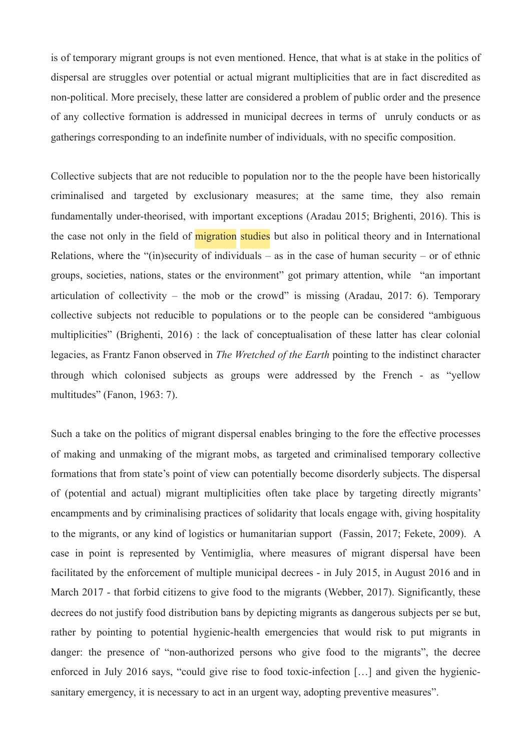is of temporary migrant groups is not even mentioned. Hence, that what is at stake in the politics of dispersal are struggles over potential or actual migrant multiplicities that are in fact discredited as non-political. More precisely, these latter are considered a problem of public order and the presence of any collective formation is addressed in municipal decrees in terms of unruly conducts or as gatherings corresponding to an indefinite number of individuals, with no specific composition.

Collective subjects that are not reducible to population nor to the the people have been historically criminalised and targeted by exclusionary measures; at the same time, they also remain fundamentally under-theorised, with important exceptions (Aradau 2015; Brighenti, 2016). This is the case not only in the field of migration studies but also in political theory and in International Relations, where the "(in)security of individuals – as in the case of human security – or of ethnic groups, societies, nations, states or the environment" got primary attention, while "an important articulation of collectivity – the mob or the crowd" is missing (Aradau, 2017: 6). Temporary collective subjects not reducible to populations or to the people can be considered "ambiguous multiplicities" (Brighenti, 2016) : the lack of conceptualisation of these latter has clear colonial legacies, as Frantz Fanon observed in *The Wretched of the Earth* pointing to the indistinct character through which colonised subjects as groups were addressed by the French - as "yellow multitudes" (Fanon, 1963: 7).

Such a take on the politics of migrant dispersal enables bringing to the fore the effective processes of making and unmaking of the migrant mobs, as targeted and criminalised temporary collective formations that from state's point of view can potentially become disorderly subjects. The dispersal of (potential and actual) migrant multiplicities often take place by targeting directly migrants' encampments and by criminalising practices of solidarity that locals engage with, giving hospitality to the migrants, or any kind of logistics or humanitarian support (Fassin, 2017; Fekete, 2009). A case in point is represented by Ventimiglia, where measures of migrant dispersal have been facilitated by the enforcement of multiple municipal decrees - in July 2015, in August 2016 and in March 2017 - that forbid citizens to give food to the migrants (Webber, 2017). Significantly, these decrees do not justify food distribution bans by depicting migrants as dangerous subjects per se but, rather by pointing to potential hygienic-health emergencies that would risk to put migrants in danger: the presence of "non-authorized persons who give food to the migrants", the decree enforced in July 2016 says, "could give rise to food toxic-infection […] and given the hygienic-sanitary emergency, it is necessary to act in an urgent way, adopting preventive measures".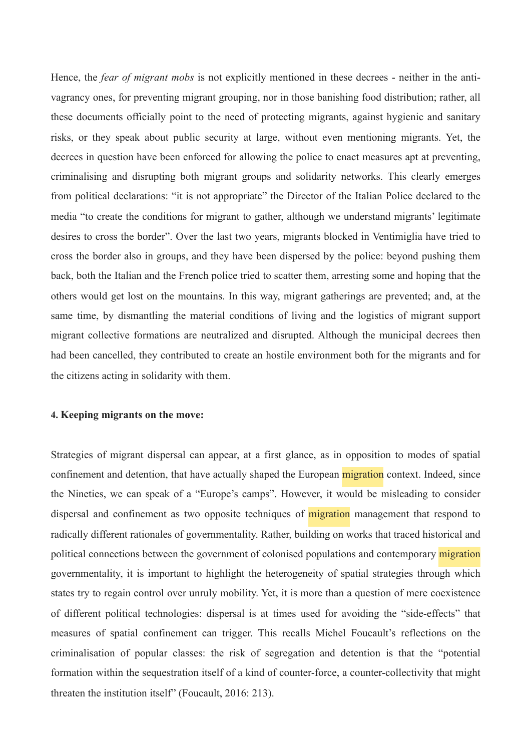Hence, the *fear of migrant mobs* is not explicitly mentioned in these decrees - neither in the anti-vagrancy ones, for preventing migrant grouping, nor in those banishing food distribution; rather, all these documents officially point to the need of protecting migrants, against hygienic and sanitary risks, or they speak about public security at large, without even mentioning migrants. Yet, the decrees in question have been enforced for allowing the police to enact measures apt at preventing, criminalising and disrupting both migrant groups and solidarity networks. This clearly emerges from political declarations: "it is not appropriate" the Director of the Italian Police declared to the media "to create the conditions for migrant to gather, although we understand migrants' legitimate desires to cross the border". Over the last two years, migrants blocked in Ventimiglia have tried to cross the border also in groups, and they have been dispersed by the police: beyond pushing them back, both the Italian and the French police tried to scatter them, arresting some and hoping that the others would get lost on the mountains. In this way, migrant gatherings are prevented; and, at the same time, by dismantling the material conditions of living and the logistics of migrant support migrant collective formations are neutralized and disrupted. Although the municipal decrees then had been cancelled, they contributed to create an hostile environment both for the migrants and for the citizens acting in solidarity with them.

**4. Keeping migrants on the move:**

Strategies of migrant dispersal can appear, at a first glance, as in opposition to modes of spatial confinement and detention, that have actually shaped the European migration context. Indeed, since the Nineties, we can speak of a "Europe's camps". However, it would be misleading to consider dispersal and confinement as two opposite techniques of migration management that respond to radically different rationales of governmentality. Rather, building on works that traced historical and political connections between the government of colonised populations and contemporary migration governmentality, it is important to highlight the heterogeneity of spatial strategies through which states try to regain control over unruly mobility. Yet, it is more than a question of mere coexistence of different political technologies: dispersal is at times used for avoiding the "side-effects" that measures of spatial confinement can trigger. This recalls Michel Foucault's reflections on the criminalisation of popular classes: the risk of segregation and detention is that the "potential formation within the sequestration itself of a kind of counter-force, a counter-collectivity that might threaten the institution itself" (Foucault, 2016: 213).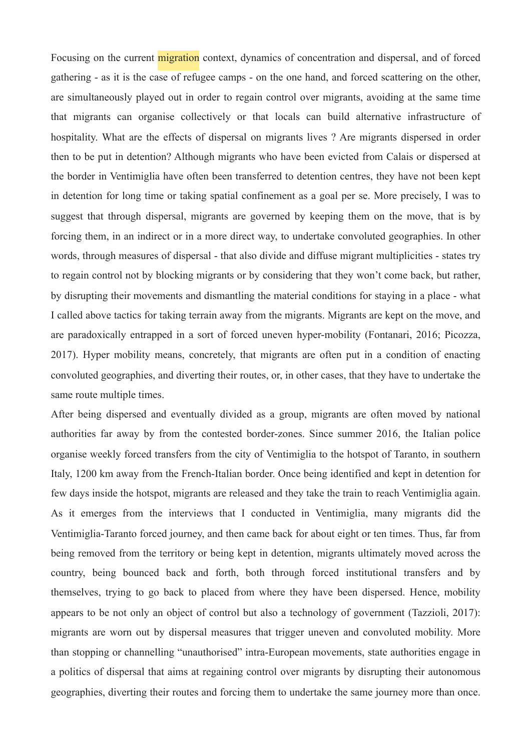Focusing on the current migration context, dynamics of concentration and dispersal, and of forced gathering - as it is the case of refugee camps - on the one hand, and forced scattering on the other, are simultaneously played out in order to regain control over migrants, avoiding at the same time that migrants can organise collectively or that locals can build alternative infrastructure of hospitality. What are the effects of dispersal on migrants lives ? Are migrants dispersed in order then to be put in detention? Although migrants who have been evicted from Calais or dispersed at the border in Ventimiglia have often been transferred to detention centres, they have not been kept in detention for long time or taking spatial confinement as a goal per se. More precisely, I was to suggest that through dispersal, migrants are governed by keeping them on the move, that is by forcing them, in an indirect or in a more direct way, to undertake convoluted geographies. In other words, through measures of dispersal - that also divide and diffuse migrant multiplicities - states try to regain control not by blocking migrants or by considering that they won't come back, but rather, by disrupting their movements and dismantling the material conditions for staying in a place - what I called above tactics for taking terrain away from the migrants. Migrants are kept on the move, and are paradoxically entrapped in a sort of forced uneven hyper-mobility (Fontanari, 2016; Picozza, 2017). Hyper mobility means, concretely, that migrants are often put in a condition of enacting convoluted geographies, and diverting their routes, or, in other cases, that they have to undertake the same route multiple times.

After being dispersed and eventually divided as a group, migrants are often moved by national authorities far away by from the contested border-zones. Since summer 2016, the Italian police organise weekly forced transfers from the city of Ventimiglia to the hotspot of Taranto, in southern Italy, 1200 km away from the French-Italian border. Once being identified and kept in detention for few days inside the hotspot, migrants are released and they take the train to reach Ventimiglia again. As it emerges from the interviews that I conducted in Ventimiglia, many migrants did the Ventimiglia-Taranto forced journey, and then came back for about eight or ten times. Thus, far from being removed from the territory or being kept in detention, migrants ultimately moved across the country, being bounced back and forth, both through forced institutional transfers and by themselves, trying to go back to placed from where they have been dispersed. Hence, mobility appears to be not only an object of control but also a technology of government (Tazzioli, 2017): migrants are worn out by dispersal measures that trigger uneven and convoluted mobility. More than stopping or channelling "unauthorised" intra-European movements, state authorities engage in a politics of dispersal that aims at regaining control over migrants by disrupting their autonomous geographies, diverting their routes and forcing them to undertake the same journey more than once.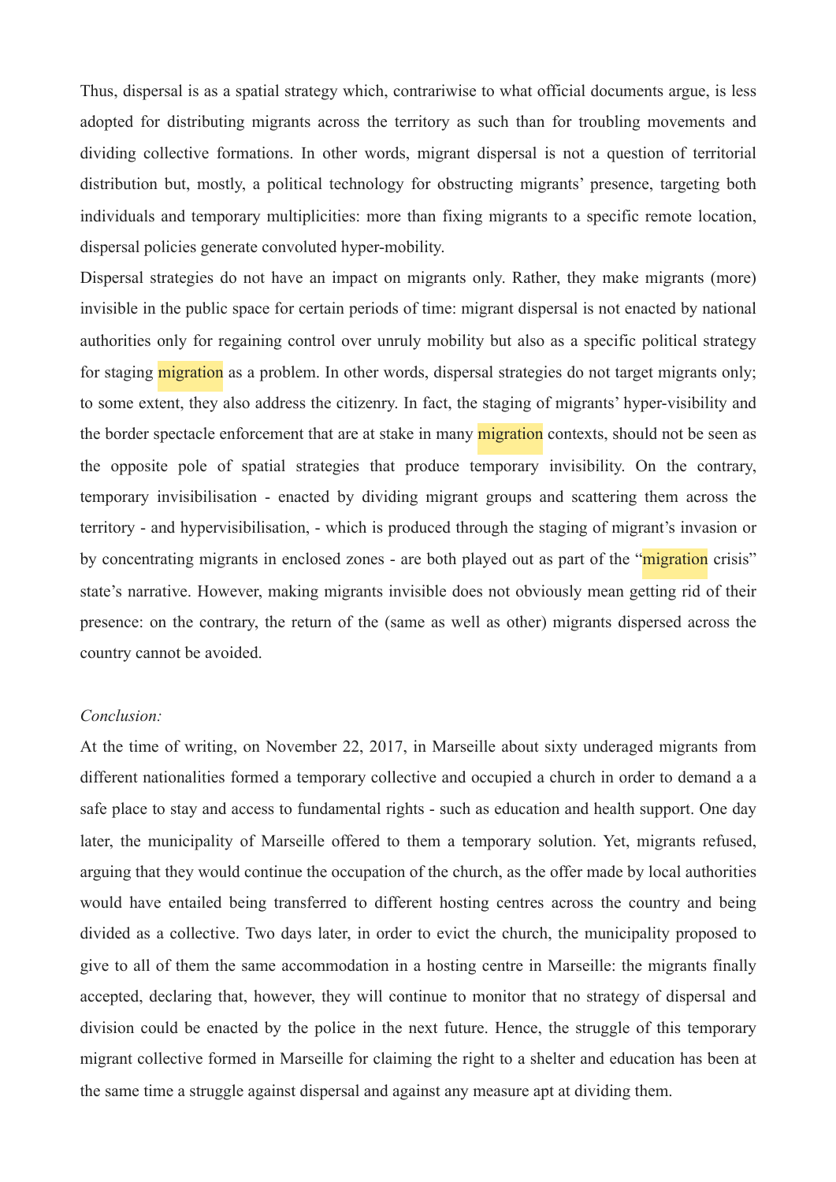Thus, dispersal is as a spatial strategy which, contrariwise to what official documents argue, is less adopted for distributing migrants across the territory as such than for troubling movements and dividing collective formations. In other words, migrant dispersal is not a question of territorial distribution but, mostly, a political technology for obstructing migrants' presence, targeting both individuals and temporary multiplicities: more than fixing migrants to a specific remote location, dispersal policies generate convoluted hyper-mobility.

Dispersal strategies do not have an impact on migrants only. Rather, they make migrants (more) invisible in the public space for certain periods of time: migrant dispersal is not enacted by national authorities only for regaining control over unruly mobility but also as a specific political strategy for staging migration as a problem. In other words, dispersal strategies do not target migrants only; to some extent, they also address the citizenry. In fact, the staging of migrants' hyper-visibility and the border spectacle enforcement that are at stake in many migration contexts, should not be seen as the opposite pole of spatial strategies that produce temporary invisibility. On the contrary, temporary invisibilisation - enacted by dividing migrant groups and scattering them across the territory - and hypervisibilisation, - which is produced through the staging of migrant's invasion or by concentrating migrants in enclosed zones - are both played out as part of the "migration crisis" state's narrative. However, making migrants invisible does not obviously mean getting rid of their presence: on the contrary, the return of the (same as well as other) migrants dispersed across the country cannot be avoided.

*Conclusion:*

At the time of writing, on November 22, 2017, in Marseille about sixty underaged migrants from different nationalities formed a temporary collective and occupied a church in order to demand a a safe place to stay and access to fundamental rights - such as education and health support. One day later, the municipality of Marseille offered to them a temporary solution. Yet, migrants refused, arguing that they would continue the occupation of the church, as the offer made by local authorities would have entailed being transferred to different hosting centres across the country and being divided as a collective. Two days later, in order to evict the church, the municipality proposed to give to all of them the same accommodation in a hosting centre in Marseille: the migrants finally accepted, declaring that, however, they will continue to monitor that no strategy of dispersal and division could be enacted by the police in the next future. Hence, the struggle of this temporary migrant collective formed in Marseille for claiming the right to a shelter and education has been at the same time a struggle against dispersal and against any measure apt at dividing them.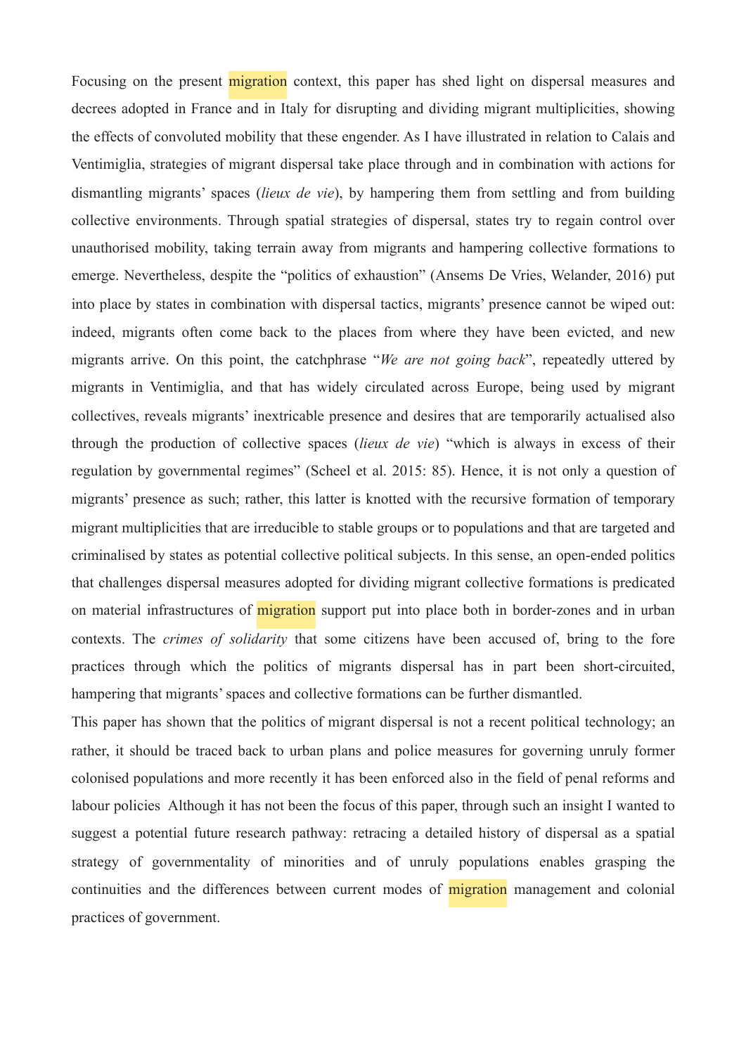Focusing on the present migration context, this paper has shed light on dispersal measures and decrees adopted in France and in Italy for disrupting and dividing migrant multiplicities, showing the effects of convoluted mobility that these engender. As I have illustrated in relation to Calais and Ventimiglia, strategies of migrant dispersal take place through and in combination with actions for dismantling migrants' spaces (*lieux de vie*), by hampering them from settling and from building collective environments. Through spatial strategies of dispersal, states try to regain control over unauthorised mobility, taking terrain away from migrants and hampering collective formations to emerge. Nevertheless, despite the "politics of exhaustion" (Ansems De Vries, Welander, 2016) put into place by states in combination with dispersal tactics, migrants' presence cannot be wiped out: indeed, migrants often come back to the places from where they have been evicted, and new migrants arrive. On this point, the catchphrase "*We are not going back*", repeatedly uttered by migrants in Ventimiglia, and that has widely circulated across Europe, being used by migrant collectives, reveals migrants' inextricable presence and desires that are temporarily actualised also through the production of collective spaces (*lieux de vie*) "which is always in excess of their regulation by governmental regimes" (Scheel et al. 2015: 85). Hence, it is not only a question of migrants' presence as such; rather, this latter is knotted with the recursive formation of temporary migrant multiplicities that are irreducible to stable groups or to populations and that are targeted and criminalised by states as potential collective political subjects. In this sense, an open-ended politics that challenges dispersal measures adopted for dividing migrant collective formations is predicated on material infrastructures of migration support put into place both in border-zones and in urban contexts. The *crimes of solidarity* that some citizens have been accused of, bring to the fore practices through which the politics of migrants dispersal has in part been short-circuited, hampering that migrants' spaces and collective formations can be further dismantled.

This paper has shown that the politics of migrant dispersal is not a recent political technology; an rather, it should be traced back to urban plans and police measures for governing unruly former colonised populations and more recently it has been enforced also in the field of penal reforms and labour policies Although it has not been the focus of this paper, through such an insight I wanted to suggest a potential future research pathway: retracing a detailed history of dispersal as a spatial strategy of governmentality of minorities and of unruly populations enables grasping the continuities and the differences between current modes of migration management and colonial practices of government.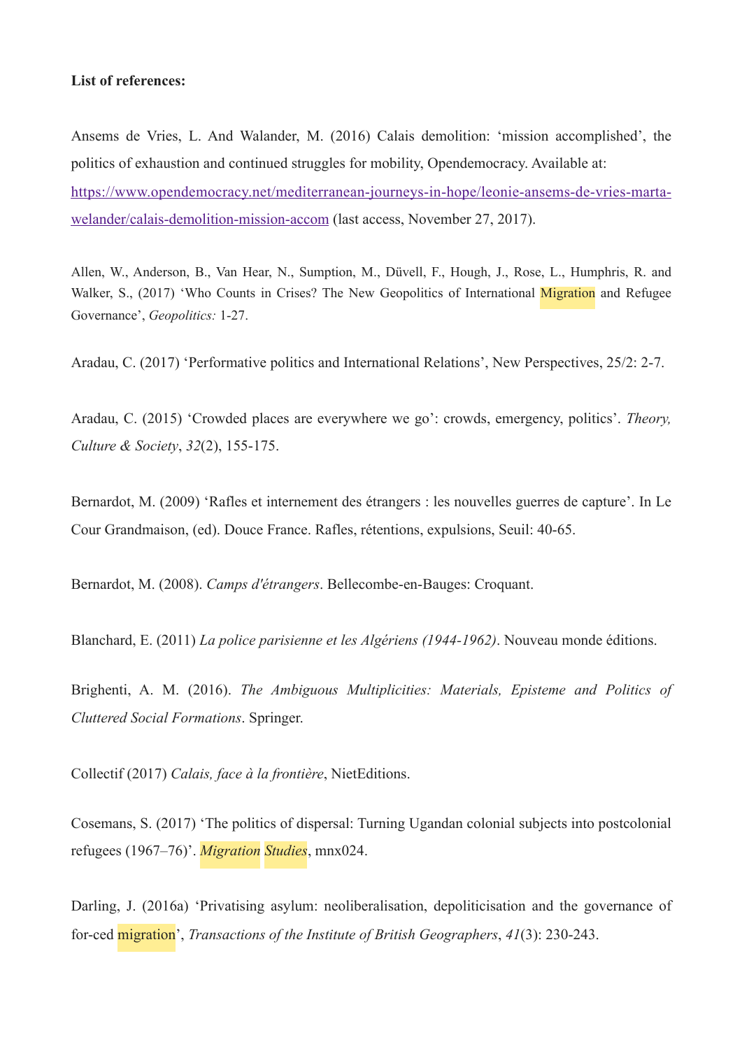**List of references:**

Ansems de Vries, L. And Walander, M. (2016) Calais demolition: 'mission accomplished', the politics of exhaustion and continued struggles for mobility, Opendemocracy. Available at: [https://www.opendemocracy.net/mediterranean-journeys-in-hope/leonie-ansems-de-vries-marta-welander/calais-demolition-mission-accom](https://www.opendemocracy.net/mediterranean-journeys-in-hope/leonie-ansems-de-vries-marta-welander/calais-demolition-mission-accom) (last access, November 27, 2017).

Allen, W., Anderson, B., Van Hear, N., Sumption, M., Düvell, F., Hough, J., Rose, L., Humphris, R. and Walker, S., (2017) 'Who Counts in Crises? The New Geopolitics of International Migration and Refugee Governance', *Geopolitics:* 1-27.

Aradau, C. (2017) 'Performative politics and International Relations', New Perspectives, 25/2: 2-7.

Aradau, C. (2015) 'Crowded places are everywhere we go': crowds, emergency, politics'. *Theory, Culture & Society*, *32*(2), 155-175.

Bernardot, M. (2009) 'Rafles et internement des étrangers : les nouvelles guerres de capture'. In Le Cour Grandmaison, (ed). Douce France. Rafles, rétentions, expulsions, Seuil: 40-65.

Bernardot, M. (2008). *Camps d'étrangers*. Bellecombe-en-Bauges: Croquant.

Blanchard, E. (2011) *La police parisienne et les Algériens (1944-1962)*. Nouveau monde éditions.

Brighenti, A. M. (2016). *The Ambiguous Multiplicities: Materials, Episteme and Politics of Cluttered Social Formations*. Springer.

Collectif (2017) *Calais, face à la frontière*, NietEditions.

Cosemans, S. (2017) 'The politics of dispersal: Turning Ugandan colonial subjects into postcolonial refugees (1967–76)'. *Migration Studies*, mnx024.

Darling, J. (2016a) 'Privatising asylum: neoliberalisation, depoliticisation and the governance of for-ced migration', *Transactions of the Institute of British Geographers*, *41*(3): 230-243.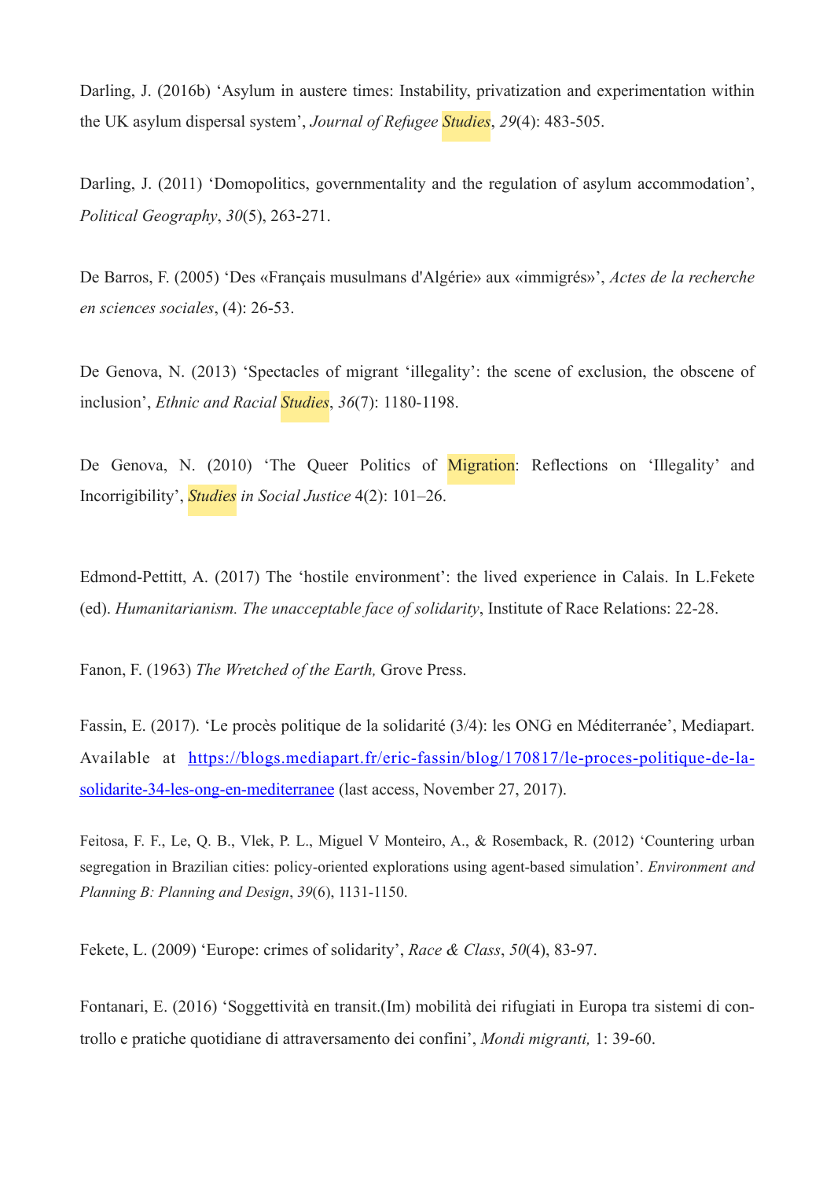Darling, J. (2016b) ‘Asylum in austere times: Instability, privatization and experimentation within the UK asylum dispersal system’, *Journal of Refugee Studies*, *29*(4): 483-505.

Darling, J. (2011) ‘Domopolitics, governmentality and the regulation of asylum accommodation’, *Political Geography*, *30*(5), 263-271.

De Barros, F. (2005) ‘Des «Français musulmans d'Algérie» aux «immigrés»’, *Actes de la recherche en sciences sociales*, (4): 26-53.

De Genova, N. (2013) ‘Spectacles of migrant ‘illegality’: the scene of exclusion, the obscene of inclusion’, *Ethnic and Racial Studies*, *36*(7): 1180-1198.

De Genova, N. (2010) ‘The Queer Politics of Migration: Reflections on ‘Illegality’ and Incorrigibility’, *Studies in Social Justice* 4(2): 101–26.

Edmond-Pettitt, A. (2017) The ‘hostile environment’: the lived experience in Calais. In L.Fekete (ed). *Humanitarianism. The unacceptable face of solidarity*, Institute of Race Relations: 22-28.

Fanon, F. (1963) *The Wretched of the Earth,* Grove Press.

Fassin, E. (2017). ‘Le procès politique de la solidarité (3/4): les ONG en Méditerranée’, Mediapart. Available at https://blogs.mediapart.fr/eric-fassin/blog/170817/le-proces-politique-de-la-solidarite-34-les-ong-en-mediterranee (last access, November 27, 2017).

Feitosa, F. F., Le, Q. B., Vlek, P. L., Miguel V Monteiro, A., & Rosemback, R. (2012) ‘Countering urban segregation in Brazilian cities: policy-oriented explorations using agent-based simulation’. *Environment and Planning B: Planning and Design*, *39*(6), 1131-1150.

Fekete, L. (2009) ‘Europe: crimes of solidarity’, *Race & Class*, *50*(4), 83-97.

Fontanari, E. (2016) ‘Soggettività en transit.(Im) mobilità dei rifugiati in Europa tra sistemi di controllo e pratiche quotidiane di attraversamento dei confini’, *Mondi migranti,* 1: 39-60.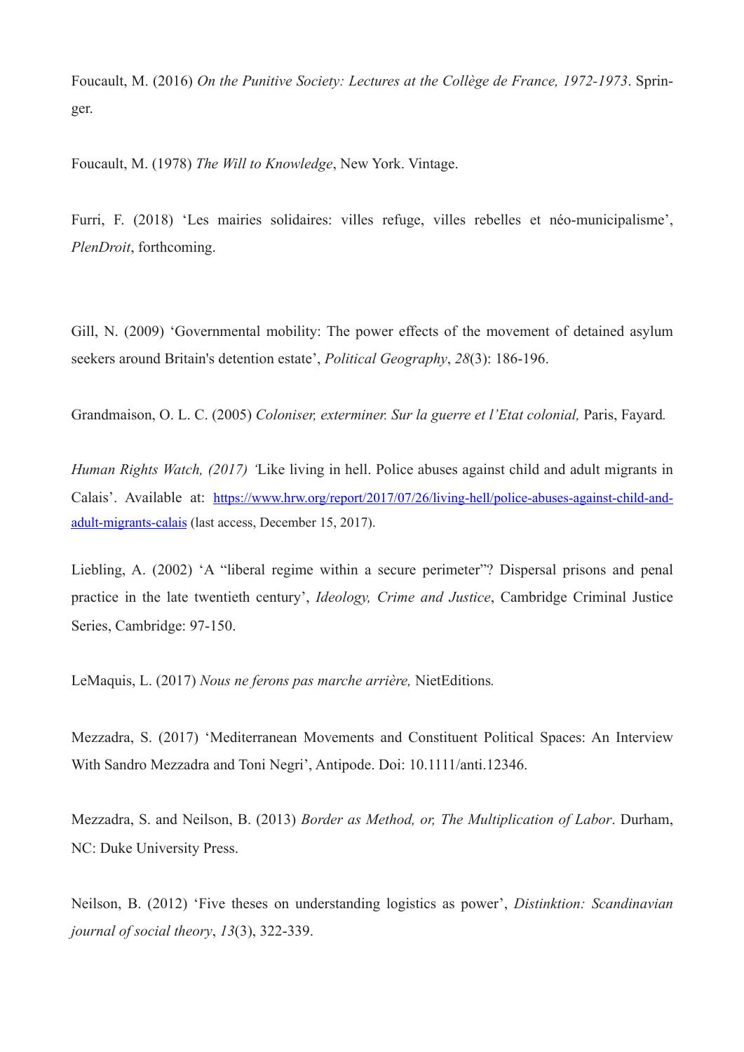Foucault, M. (2016) *On the Punitive Society: Lectures at the Collège de France, 1972-1973*. Springer.

Foucault, M. (1978) *The Will to Knowledge*, New York. Vintage.

Furri, F. (2018) 'Les mairies solidaires: villes refuge, villes rebelles et néo-municipalisme', *PlenDroit*, forthcoming.

Gill, N. (2009) 'Governmental mobility: The power effects of the movement of detained asylum seekers around Britain's detention estate', *Political Geography*, *28*(3): 186-196.

Grandmaison, O. L. C. (2005) *Coloniser, exterminer. Sur la guerre et l'Etat colonial,* Paris, Fayard*.*

*Human Rights Watch, (2017) '*Like living in hell. Police abuses against child and adult migrants in Calais'. Available at: https://www.hrw.org/report/2017/07/26/living-hell/police-abuses-against-child-and-adult-migrants-calais (last access, December 15, 2017).

Liebling, A. (2002) 'A "liberal regime within a secure perimeter"? Dispersal prisons and penal practice in the late twentieth century', *Ideology, Crime and Justice*, Cambridge Criminal Justice Series, Cambridge: 97-150.

LeMaquis, L. (2017) *Nous ne ferons pas marche arrière,* NietEditions*.*

Mezzadra, S. (2017) 'Mediterranean Movements and Constituent Political Spaces: An Interview With Sandro Mezzadra and Toni Negri', Antipode. Doi: 10.1111/anti.12346.

Mezzadra, S. and Neilson, B. (2013) *Border as Method, or, The Multiplication of Labor*. Durham, NC: Duke University Press.

Neilson, B. (2012) 'Five theses on understanding logistics as power', *Distinktion: Scandinavian journal of social theory*, *13*(3), 322-339.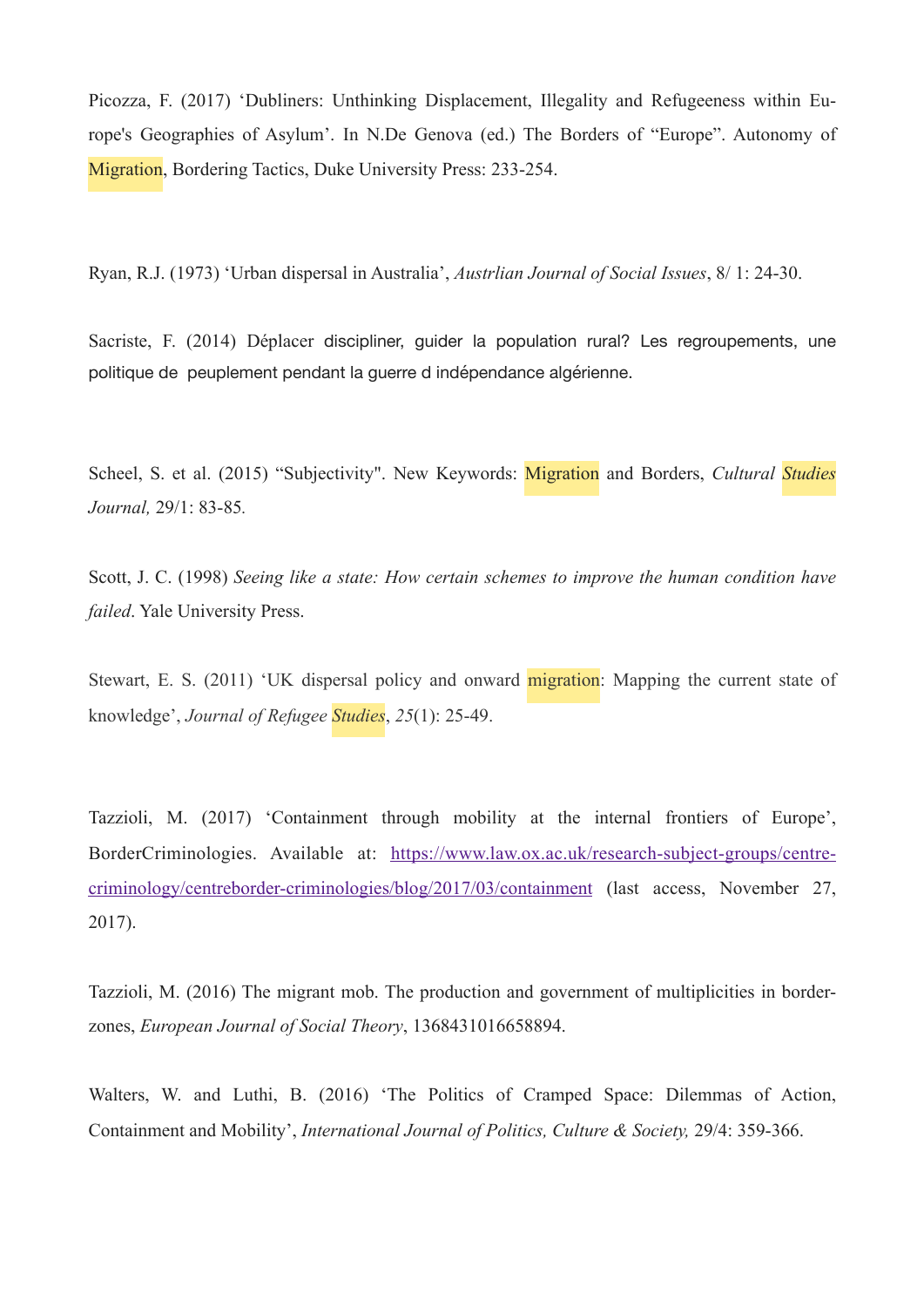Picozza, F. (2017) 'Dubliners: Unthinking Displacement, Illegality and Refugeeness within Europe's Geographies of Asylum'. In N.De Genova (ed.) The Borders of "Europe". Autonomy of Migration, Bordering Tactics, Duke University Press: 233-254.

Ryan, R.J. (1973) 'Urban dispersal in Australia', *Austrlian Journal of Social Issues*, 8/ 1: 24-30.

Sacriste, F. (2014) Déplacer discipliner, guider la population rural? Les regroupements, une politique de peuplement pendant la guerre d indépendance algérienne.

Scheel, S. et al. (2015) "Subjectivity". New Keywords: Migration and Borders, *Cultural Studies Journal,* 29/1: 83-85.

Scott, J. C. (1998) *Seeing like a state: How certain schemes to improve the human condition have failed*. Yale University Press.

Stewart, E. S. (2011) 'UK dispersal policy and onward migration: Mapping the current state of knowledge', *Journal of Refugee Studies*, *25*(1): 25-49.

Tazzioli, M. (2017) 'Containment through mobility at the internal frontiers of Europe', BorderCriminologies. Available at: https://www.law.ox.ac.uk/research-subject-groups/centre-criminology/centreborder-criminologies/blog/2017/03/containment (last access, November 27, 2017).

Tazzioli, M. (2016) The migrant mob. The production and government of multiplicities in border-zones, *European Journal of Social Theory*, 1368431016658894.

Walters, W. and Luthi, B. (2016) 'The Politics of Cramped Space: Dilemmas of Action, Containment and Mobility', *International Journal of Politics, Culture & Society,* 29/4: 359-366.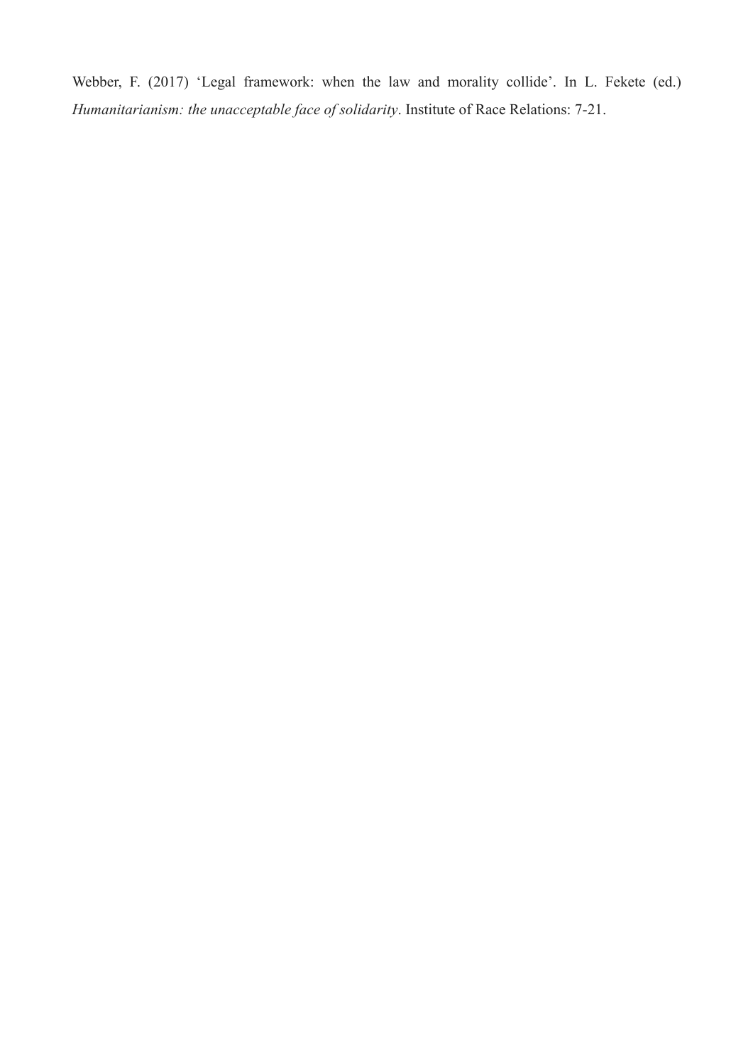Webber, F. (2017) 'Legal framework: when the law and morality collide'. In L. Fekete (ed.) *Humanitarianism: the unacceptable face of solidarity*. Institute of Race Relations: 7-21.